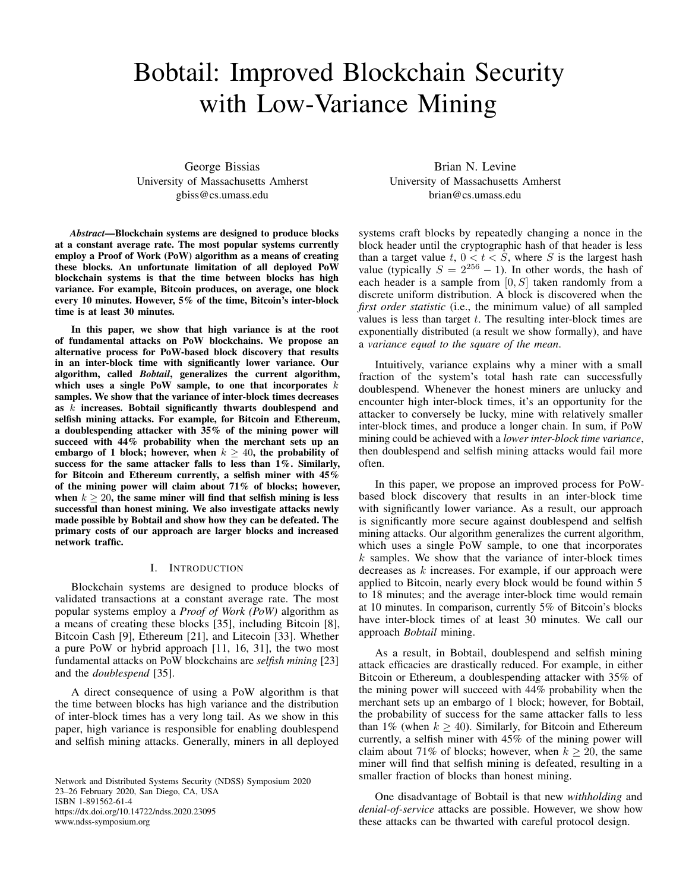# Bobtail: Improved Blockchain Security with Low-Variance Mining

George Bissias
University of Massachusetts Amherst
gbiss@cs.umass.edu

Brian N. Levine
University of Massachusetts Amherst
brian@cs.umass.edu

***Abstract*—Blockchain systems are designed to produce blocks at a constant average rate. The most popular systems currently employ a Proof of Work (PoW) algorithm as a means of creating these blocks. An unfortunate limitation of all deployed PoW blockchain systems is that the time between blocks has high variance. For example, Bitcoin produces, on average, one block every 10 minutes. However, 5% of the time, Bitcoin's inter-block time is at least 30 minutes.**

**In this paper, we show that high variance is at the root of fundamental attacks on PoW blockchains. We propose an alternative process for PoW-based block discovery that results in an inter-block time with significantly lower variance. Our algorithm, called *Bobtail*, generalizes the current algorithm, which uses a single PoW sample, to one that incorporates $k$ samples. We show that the variance of inter-block times decreases as $k$ increases. Bobtail significantly thwarts doublespend and selfish mining attacks. For example, for Bitcoin and Ethereum, a doublespending attacker with 35% of the mining power will succeed with 44% probability when the merchant sets up an embargo of 1 block; however, when $k \geq 40$, the probability of success for the same attacker falls to less than 1%. Similarly, for Bitcoin and Ethereum currently, a selfish miner with 45% of the mining power will claim about 71% of blocks; however, when $k \geq 20$, the same miner will find that selfish mining is less successful than honest mining. We also investigate attacks newly made possible by Bobtail and show how they can be defeated. The primary costs of our approach are larger blocks and increased network traffic.**

## I. Introduction

Blockchain systems are designed to produce blocks of validated transactions at a constant average rate. The most popular systems employ a *Proof of Work (PoW)* algorithm as a means of creating these blocks [35], including Bitcoin [8], Bitcoin Cash [9], Ethereum [21], and Litecoin [33]. Whether a pure PoW or hybrid approach [11, 16, 31], the two most fundamental attacks on PoW blockchains are *selfish mining* [23] and the *doublespend* [35].

A direct consequence of using a PoW algorithm is that the time between blocks has high variance and the distribution of inter-block times has a very long tail. As we show in this paper, high variance is responsible for enabling doublespend and selfish mining attacks. Generally, miners in all deployed systems craft blocks by repeatedly changing a nonce in the block header until the cryptographic hash of that header is less than a target value $t$, $0 < t < S$, where $S$ is the largest hash value (typically $S = 2^{256} - 1$). In other words, the hash of each header is a sample from $[0, S]$ taken randomly from a discrete uniform distribution. A block is discovered when the *first order statistic* (i.e., the minimum value) of all sampled values is less than target $t$. The resulting inter-block times are exponentially distributed (a result we show formally), and have a *variance equal to the square of the mean*.

Intuitively, variance explains why a miner with a small fraction of the system's total hash rate can successfully doublespend. Whenever the honest miners are unlucky and encounter high inter-block times, it's an opportunity for the attacker to conversely be lucky, mine with relatively smaller inter-block times, and produce a longer chain. In sum, if PoW mining could be achieved with a *lower inter-block time variance*, then doublespend and selfish mining attacks would fail more often.

In this paper, we propose an improved process for PoW-based block discovery that results in an inter-block time with significantly lower variance. As a result, our approach is significantly more secure against doublespend and selfish mining attacks. Our algorithm generalizes the current algorithm, which uses a single PoW sample, to one that incorporates $k$ samples. We show that the variance of inter-block times decreases as $k$ increases. For example, if our approach were applied to Bitcoin, nearly every block would be found within 5 to 18 minutes; and the average inter-block time would remain at 10 minutes. In comparison, currently 5% of Bitcoin's blocks have inter-block times of at least 30 minutes. We call our approach *Bobtail* mining.

As a result, in Bobtail, doublespend and selfish mining attack efficacies are drastically reduced. For example, in either Bitcoin or Ethereum, a doublespending attacker with 35% of the mining power will succeed with 44% probability when the merchant sets up an embargo of 1 block; however, for Bobtail, the probability of success for the same attacker falls to less than 1% (when $k \geq 40$). Similarly, for Bitcoin and Ethereum currently, a selfish miner with 45% of the mining power will claim about 71% of blocks; however, when $k \geq 20$, the same miner will find that selfish mining is defeated, resulting in a smaller fraction of blocks than honest mining.

One disadvantage of Bobtail is that new *withholding* and *denial-of-service* attacks are possible. However, we show how these attacks can be thwarted with careful protocol design.

Network and Distributed Systems Security (NDSS) Symposium 2020
23–26 February 2020, San Diego, CA, USA
ISBN 1-891562-61-4
https://dx.doi.org/10.14722/ndss.2020.23095
www.ndss-symposium.org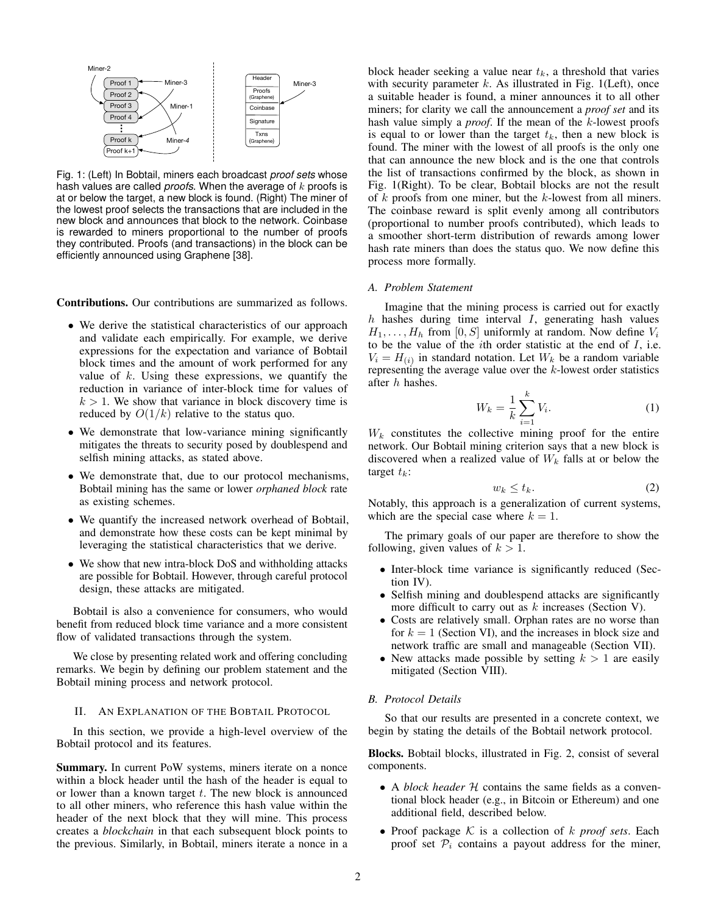Fig. 1: (Left) In Bobtail, miners each broadcast *proof sets* whose hash values are called *proofs*. When the average of $k$ proofs is at or below the target, a new block is found. (Right) The miner of the lowest proof selects the transactions that are included in the new block and announces that block to the network. Coinbase is rewarded to miners proportional to the number of proofs they contributed. Proofs (and transactions) in the block can be efficiently announced using Graphene [38].

**Contributions.** Our contributions are summarized as follows.

- We derive the statistical characteristics of our approach and validate each empirically. For example, we derive expressions for the expectation and variance of Bobtail block times and the amount of work performed for any value of $k$. Using these expressions, we quantify the reduction in variance of inter-block time for values of $k > 1$. We show that variance in block discovery time is reduced by $O(1/k)$ relative to the status quo.
- We demonstrate that low-variance mining significantly mitigates the threats to security posed by doublespend and selfish mining attacks, as stated above.
- We demonstrate that, due to our protocol mechanisms, Bobtail mining has the same or lower *orphaned block* rate as existing schemes.
- We quantify the increased network overhead of Bobtail, and demonstrate how these costs can be kept minimal by leveraging the statistical characteristics that we derive.
- We show that new intra-block DoS and withholding attacks are possible for Bobtail. However, through careful protocol design, these attacks are mitigated.

Bobtail is also a convenience for consumers, who would benefit from reduced block time variance and a more consistent flow of validated transactions through the system.

We close by presenting related work and offering concluding remarks. We begin by defining our problem statement and the Bobtail mining process and network protocol.

## II. An Explanation of the Bobtail Protocol

In this section, we provide a high-level overview of the Bobtail protocol and its features.

**Summary.** In current PoW systems, miners iterate on a nonce within a block header until the hash of the header is equal to or lower than a known target $t$. The new block is announced to all other miners, who reference this hash value within the header of the next block that they will mine. This process creates a *blockchain* in that each subsequent block points to the previous. Similarly, in Bobtail, miners iterate a nonce in a block header seeking a value near $t_k$, a threshold that varies with security parameter $k$. As illustrated in Fig. 1(Left), once a suitable header is found, a miner announces it to all other miners; for clarity we call the announcement a *proof set* and its hash value simply a *proof*. If the mean of the $k$-lowest proofs is equal to or lower than the target $t_k$, then a new block is found. The miner with the lowest of all proofs is the only one that can announce the new block and is the one that controls the list of transactions confirmed by the block, as shown in Fig. 1(Right). To be clear, Bobtail blocks are not the result of $k$ proofs from one miner, but the $k$-lowest from all miners. The coinbase reward is split evenly among all contributors (proportional to number proofs contributed), which leads to a smoother short-term distribution of rewards among lower hash rate miners than does the status quo. We now define this process more formally.

### A. Problem Statement

Imagine that the mining process is carried out for exactly $h$ hashes during time interval $I$, generating hash values $H_1, \ldots, H_h$ from $[0, S]$ uniformly at random. Now define $V_i$ to be the value of the $i$th order statistic at the end of $I$, i.e. $V_i = H_{(i)}$ in standard notation. Let $W_k$ be a random variable representing the average value over the $k$-lowest order statistics after $h$ hashes.

$$W_k = \frac{1}{k} \sum_{i=1}^{k} V_i. \tag{1}$$

$W_k$ constitutes the collective mining proof for the entire network. Our Bobtail mining criterion says that a new block is discovered when a realized value of $W_k$ falls at or below the target $t_k$:

$$w_k \leq t_k. \tag{2}$$

Notably, this approach is a generalization of current systems, which are the special case where $k = 1$.

The primary goals of our paper are therefore to show the following, given values of $k > 1$.

- Inter-block time variance is significantly reduced (Section IV).
- Selfish mining and doublespend attacks are significantly more difficult to carry out as $k$ increases (Section V).
- Costs are relatively small. Orphan rates are no worse than for $k = 1$ (Section VI), and the increases in block size and network traffic are small and manageable (Section VII).
- New attacks made possible by setting $k > 1$ are easily mitigated (Section VIII).

### B. Protocol Details

So that our results are presented in a concrete context, we begin by stating the details of the Bobtail network protocol.

**Blocks.** Bobtail blocks, illustrated in Fig. 2, consist of several components.

- A *block header* $\mathcal{H}$ contains the same fields as a conventional block header (e.g., in Bitcoin or Ethereum) and one additional field, described below.
- Proof package $\mathcal{K}$ is a collection of $k$ *proof sets*. Each proof set $\mathcal{P}_i$ contains a payout address for the miner,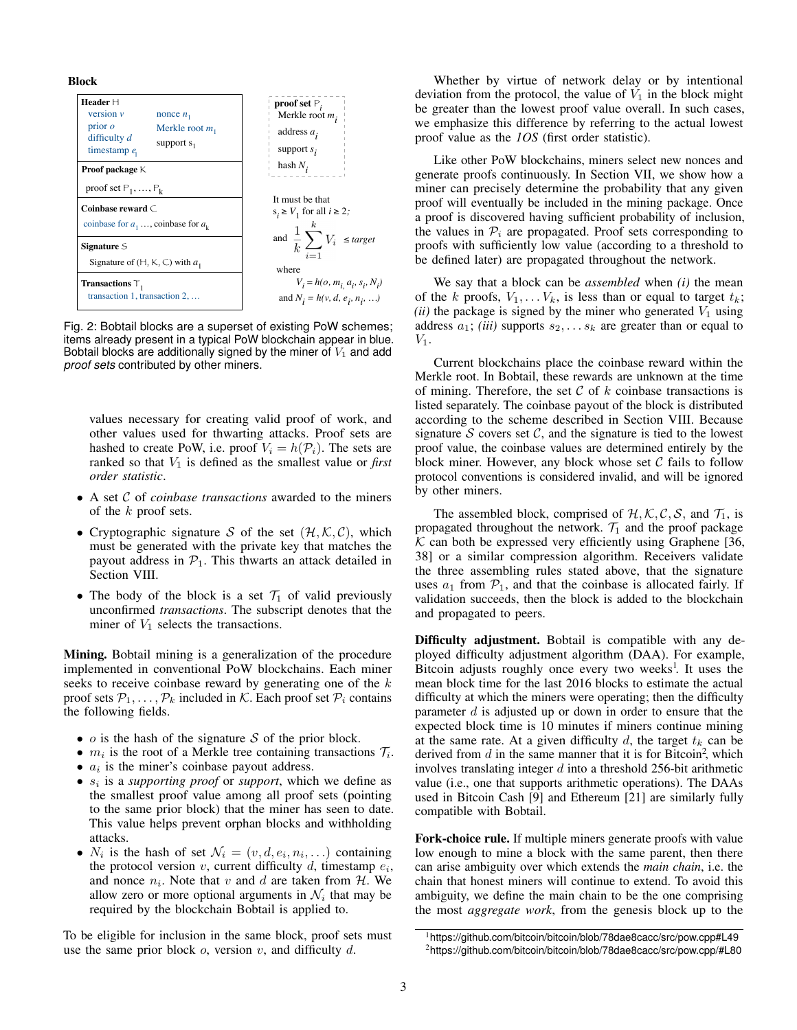**Block**

| Header $\mathbb{H}$ | |
|---|---|
| version $v$ | nonce $n_1$ |
| prior $o$ | Merkle root $m_1$ |
| difficulty $d$ | support $s_1$ |
| timestamp $e_1$ | |
| **Proof package** $\mathbb{K}$ | |
| proof set $\mathbb{P}_1, \ldots, \mathbb{P}_k$ | |
| **Coinbase reward** $\mathbb{C}$ | |
| coinbase for $a_1$ …, coinbase for $a_k$ | |
| **Signature** $\mathbb{S}$ | |
| Signature of ($\mathbb{H}$, $\mathbb{K}$, $\mathbb{C}$) with $a_1$ | |
| **Transactions** $\mathbb{T}_1$ | |
| transaction 1, transaction 2, … | |

**proof set** $\mathbb{P}_i$
- Merkle root $m_i$
- address $a_i$
- support $s_i$
- hash $N_i$

It must be that $s_i \geq V_1$ for all $i \geq 2$;

and $\frac{1}{k}\sum_{i=1}^{k} V_i \leq target$

where $V_i = h(o, m_i, a_i, s_i, N_i)$

and $N_i = h(v, d, e_i, n_i, \ldots)$

Fig. 2: Bobtail blocks are a superset of existing PoW schemes; items already present in a typical PoW blockchain appear in blue. Bobtail blocks are additionally signed by the miner of $V_1$ and add *proof sets* contributed by other miners.

values necessary for creating valid proof of work, and other values used for thwarting attacks. Proof sets are hashed to create PoW, i.e. proof $V_i = h(\mathcal{P}_i)$. The sets are ranked so that $V_1$ is defined as the smallest value or *first order statistic*.

- A set $\mathcal{C}$ of *coinbase transactions* awarded to the miners of the $k$ proof sets.
- Cryptographic signature $\mathcal{S}$ of the set $(\mathcal{H}, \mathcal{K}, \mathcal{C})$, which must be generated with the private key that matches the payout address in $\mathcal{P}_1$. This thwarts an attack detailed in Section VIII.
- The body of the block is a set $\mathcal{T}_1$ of valid previously unconfirmed *transactions*. The subscript denotes that the miner of $V_1$ selects the transactions.

**Mining.** Bobtail mining is a generalization of the procedure implemented in conventional PoW blockchains. Each miner seeks to receive coinbase reward by generating one of the $k$ proof sets $\mathcal{P}_1, \ldots, \mathcal{P}_k$ included in $\mathcal{K}$. Each proof set $\mathcal{P}_i$ contains the following fields.

- $o$ is the hash of the signature $\mathcal{S}$ of the prior block.
- $m_i$ is the root of a Merkle tree containing transactions $\mathcal{T}_i$.
- $a_i$ is the miner's coinbase payout address.
- $s_i$ is a *supporting proof* or *support*, which we define as the smallest proof value among all proof sets (pointing to the same prior block) that the miner has seen to date. This value helps prevent orphan blocks and withholding attacks.
- $N_i$ is the hash of set $\mathcal{N}_i = (v, d, e_i, n_i, \ldots)$ containing the protocol version $v$, current difficulty $d$, timestamp $e_i$, and nonce $n_i$. Note that $v$ and $d$ are taken from $\mathcal{H}$. We allow zero or more optional arguments in $\mathcal{N}_i$ that may be required by the blockchain Bobtail is applied to.

To be eligible for inclusion in the same block, proof sets must use the same prior block $o$, version $v$, and difficulty $d$.

Whether by virtue of network delay or by intentional deviation from the protocol, the value of $V_1$ in the block might be greater than the lowest proof value overall. In such cases, we emphasize this difference by referring to the actual lowest proof value as the *1OS* (first order statistic).

Like other PoW blockchains, miners select new nonces and generate proofs continuously. In Section VII, we show how a miner can precisely determine the probability that any given proof will eventually be included in the mining package. Once a proof is discovered having sufficient probability of inclusion, the values in $\mathcal{P}_i$ are propagated. Proof sets corresponding to proofs with sufficiently low value (according to a threshold to be defined later) are propagated throughout the network.

We say that a block can be *assembled* when *(i)* the mean of the $k$ proofs, $V_1, \ldots V_k$, is less than or equal to target $t_k$; *(ii)* the package is signed by the miner who generated $V_1$ using address $a_1$; *(iii)* supports $s_2, \ldots s_k$ are greater than or equal to $V_1$.

Current blockchains place the coinbase reward within the Merkle root. In Bobtail, these rewards are unknown at the time of mining. Therefore, the set $\mathcal{C}$ of $k$ coinbase transactions is listed separately. The coinbase payout of the block is distributed according to the scheme described in Section VIII. Because signature $\mathcal{S}$ covers set $\mathcal{C}$, and the signature is tied to the lowest proof value, the coinbase values are determined entirely by the block miner. However, any block whose set $\mathcal{C}$ fails to follow protocol conventions is considered invalid, and will be ignored by other miners.

The assembled block, comprised of $\mathcal{H}, \mathcal{K}, \mathcal{C}, \mathcal{S}$, and $\mathcal{T}_1$, is propagated throughout the network. $\mathcal{T}_1$ and the proof package $\mathcal{K}$ can both be expressed very efficiently using Graphene [36, 38] or a similar compression algorithm. Receivers validate the three assembling rules stated above, that the signature uses $a_1$ from $\mathcal{P}_1$, and that the coinbase is allocated fairly. If validation succeeds, then the block is added to the blockchain and propagated to peers.

**Difficulty adjustment.** Bobtail is compatible with any deployed difficulty adjustment algorithm (DAA). For example, Bitcoin adjusts roughly once every two weeks[1]. It uses the mean block time for the last 2016 blocks to estimate the actual difficulty at which the miners were operating; then the difficulty parameter $d$ is adjusted up or down in order to ensure that the expected block time is 10 minutes if miners continue mining at the same rate. At a given difficulty $d$, the target $t_k$ can be derived from $d$ in the same manner that it is for Bitcoin[2], which involves translating integer $d$ into a threshold 256-bit arithmetic value (i.e., one that supports arithmetic operations). The DAAs used in Bitcoin Cash [9] and Ethereum [21] are similarly fully compatible with Bobtail.

**Fork-choice rule.** If multiple miners generate proofs with value low enough to mine a block with the same parent, then there can arise ambiguity over which extends the *main chain*, i.e. the chain that honest miners will continue to extend. To avoid this ambiguity, we define the main chain to be the one comprising the most *aggregate work*, from the genesis block up to the

[1] https://github.com/bitcoin/bitcoin/blob/78dae8cacc/src/pow.cpp#L49
[2] https://github.com/bitcoin/bitcoin/blob/78dae8cacc/src/pow.cpp/#L80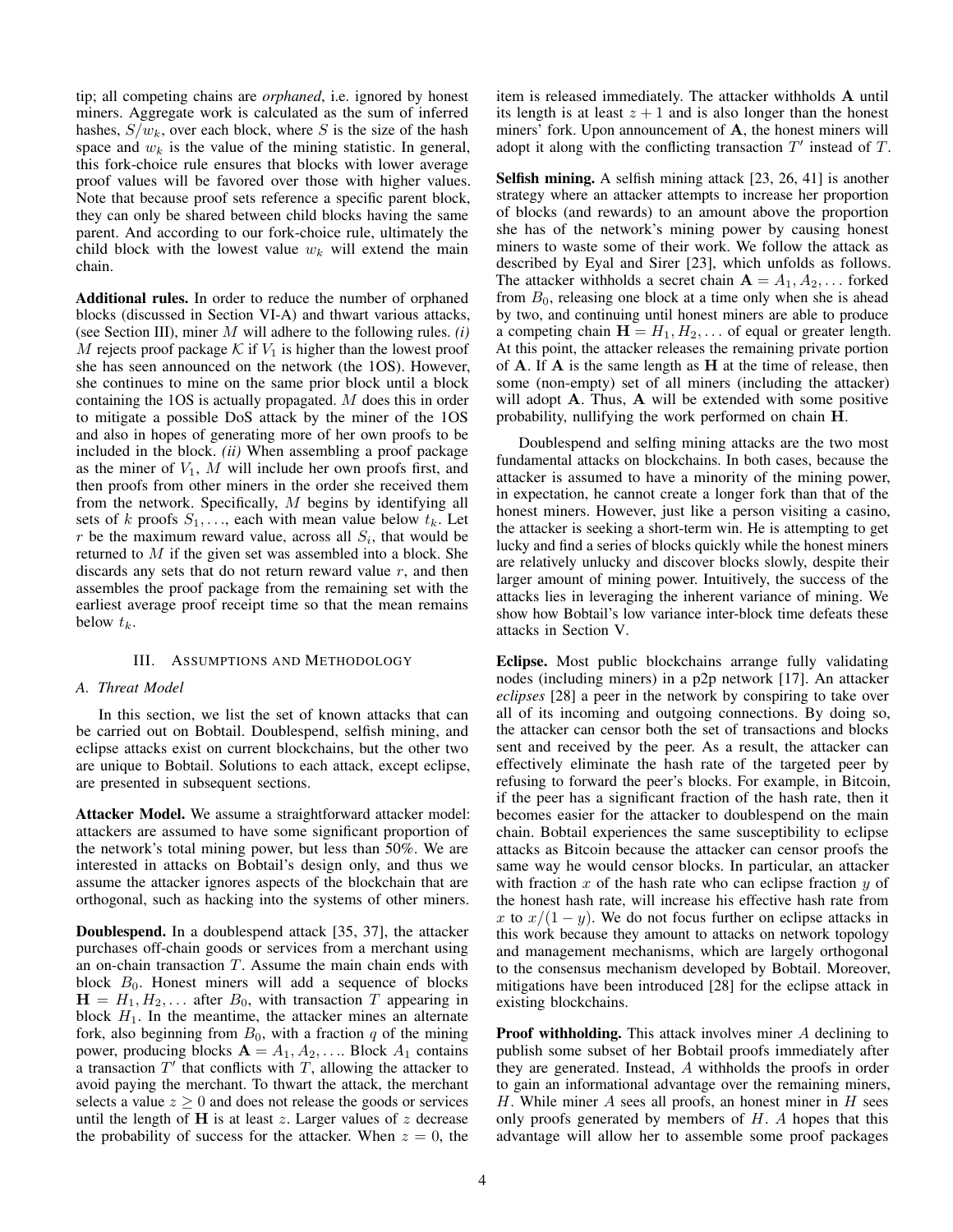tip; all competing chains are *orphaned*, i.e. ignored by honest miners. Aggregate work is calculated as the sum of inferred hashes, $S/w_k$, over each block, where $S$ is the size of the hash space and $w_k$ is the value of the mining statistic. In general, this fork-choice rule ensures that blocks with lower average proof values will be favored over those with higher values. Note that because proof sets reference a specific parent block, they can only be shared between child blocks having the same parent. And according to our fork-choice rule, ultimately the child block with the lowest value $w_k$ will extend the main chain.

**Additional rules.** In order to reduce the number of orphaned blocks (discussed in Section VI-A) and thwart various attacks, (see Section III), miner $M$ will adhere to the following rules. *(i)* $M$ rejects proof package $\mathcal{K}$ if $V_1$ is higher than the lowest proof she has seen announced on the network (the 1OS). However, she continues to mine on the same prior block until a block containing the 1OS is actually propagated. $M$ does this in order to mitigate a possible DoS attack by the miner of the 1OS and also in hopes of generating more of her own proofs to be included in the block. *(ii)* When assembling a proof package as the miner of $V_1$, $M$ will include her own proofs first, and then proofs from other miners in the order she received them from the network. Specifically, $M$ begins by identifying all sets of $k$ proofs $S_1, \ldots$, each with mean value below $t_k$. Let $r$ be the maximum reward value, across all $S_i$, that would be returned to $M$ if the given set was assembled into a block. She discards any sets that do not return reward value $r$, and then assembles the proof package from the remaining set with the earliest average proof receipt time so that the mean remains below $t_k$.

## III. Assumptions and Methodology

### A. Threat Model

In this section, we list the set of known attacks that can be carried out on Bobtail. Doublespend, selfish mining, and eclipse attacks exist on current blockchains, but the other two are unique to Bobtail. Solutions to each attack, except eclipse, are presented in subsequent sections.

**Attacker Model.** We assume a straightforward attacker model: attackers are assumed to have some significant proportion of the network's total mining power, but less than 50%. We are interested in attacks on Bobtail's design only, and thus we assume the attacker ignores aspects of the blockchain that are orthogonal, such as hacking into the systems of other miners.

**Doublespend.** In a doublespend attack [35, 37], the attacker purchases off-chain goods or services from a merchant using an on-chain transaction $T$. Assume the main chain ends with block $B_0$. Honest miners will add a sequence of blocks $\mathbf{H} = H_1, H_2, \ldots$ after $B_0$, with transaction $T$ appearing in block $H_1$. In the meantime, the attacker mines an alternate fork, also beginning from $B_0$, with a fraction $q$ of the mining power, producing blocks $\mathbf{A} = A_1, A_2, \ldots$. Block $A_1$ contains a transaction $T'$ that conflicts with $T$, allowing the attacker to avoid paying the merchant. To thwart the attack, the merchant selects a value $z \geq 0$ and does not release the goods or services until the length of $\mathbf{H}$ is at least $z$. Larger values of $z$ decrease the probability of success for the attacker. When $z = 0$, the item is released immediately. The attacker withholds $\mathbf{A}$ until its length is at least $z + 1$ and is also longer than the honest miners' fork. Upon announcement of $\mathbf{A}$, the honest miners will adopt it along with the conflicting transaction $T'$ instead of $T$.

**Selfish mining.** A selfish mining attack [23, 26, 41] is another strategy where an attacker attempts to increase her proportion of blocks (and rewards) to an amount above the proportion she has of the network's mining power by causing honest miners to waste some of their work. We follow the attack as described by Eyal and Sirer [23], which unfolds as follows. The attacker withholds a secret chain $\mathbf{A} = A_1, A_2, \ldots$ forked from $B_0$, releasing one block at a time only when she is ahead by two, and continuing until honest miners are able to produce a competing chain $\mathbf{H} = H_1, H_2, \ldots$ of equal or greater length. At this point, the attacker releases the remaining private portion of $\mathbf{A}$. If $\mathbf{A}$ is the same length as $\mathbf{H}$ at the time of release, then some (non-empty) set of all miners (including the attacker) will adopt $\mathbf{A}$. Thus, $\mathbf{A}$ will be extended with some positive probability, nullifying the work performed on chain $\mathbf{H}$.

Doublespend and selfing mining attacks are the two most fundamental attacks on blockchains. In both cases, because the attacker is assumed to have a minority of the mining power, in expectation, he cannot create a longer fork than that of the honest miners. However, just like a person visiting a casino, the attacker is seeking a short-term win. He is attempting to get lucky and find a series of blocks quickly while the honest miners are relatively unlucky and discover blocks slowly, despite their larger amount of mining power. Intuitively, the success of the attacks lies in leveraging the inherent variance of mining. We show how Bobtail's low variance inter-block time defeats these attacks in Section V.

**Eclipse.** Most public blockchains arrange fully validating nodes (including miners) in a p2p network [17]. An attacker *eclipses* [28] a peer in the network by conspiring to take over all of its incoming and outgoing connections. By doing so, the attacker can censor both the set of transactions and blocks sent and received by the peer. As a result, the attacker can effectively eliminate the hash rate of the targeted peer by refusing to forward the peer's blocks. For example, in Bitcoin, if the peer has a significant fraction of the hash rate, then it becomes easier for the attacker to doublespend on the main chain. Bobtail experiences the same susceptibility to eclipse attacks as Bitcoin because the attacker can censor proofs the same way he would censor blocks. In particular, an attacker with fraction $x$ of the hash rate who can eclipse fraction $y$ of the honest hash rate, will increase his effective hash rate from $x$ to $x/(1-y)$. We do not focus further on eclipse attacks in this work because they amount to attacks on network topology and management mechanisms, which are largely orthogonal to the consensus mechanism developed by Bobtail. Moreover, mitigations have been introduced [28] for the eclipse attack in existing blockchains.

**Proof withholding.** This attack involves miner $A$ declining to publish some subset of her Bobtail proofs immediately after they are generated. Instead, $A$ withholds the proofs in order to gain an informational advantage over the remaining miners, $H$. While miner $A$ sees all proofs, an honest miner in $H$ sees only proofs generated by members of $H$. $A$ hopes that this advantage will allow her to assemble some proof packages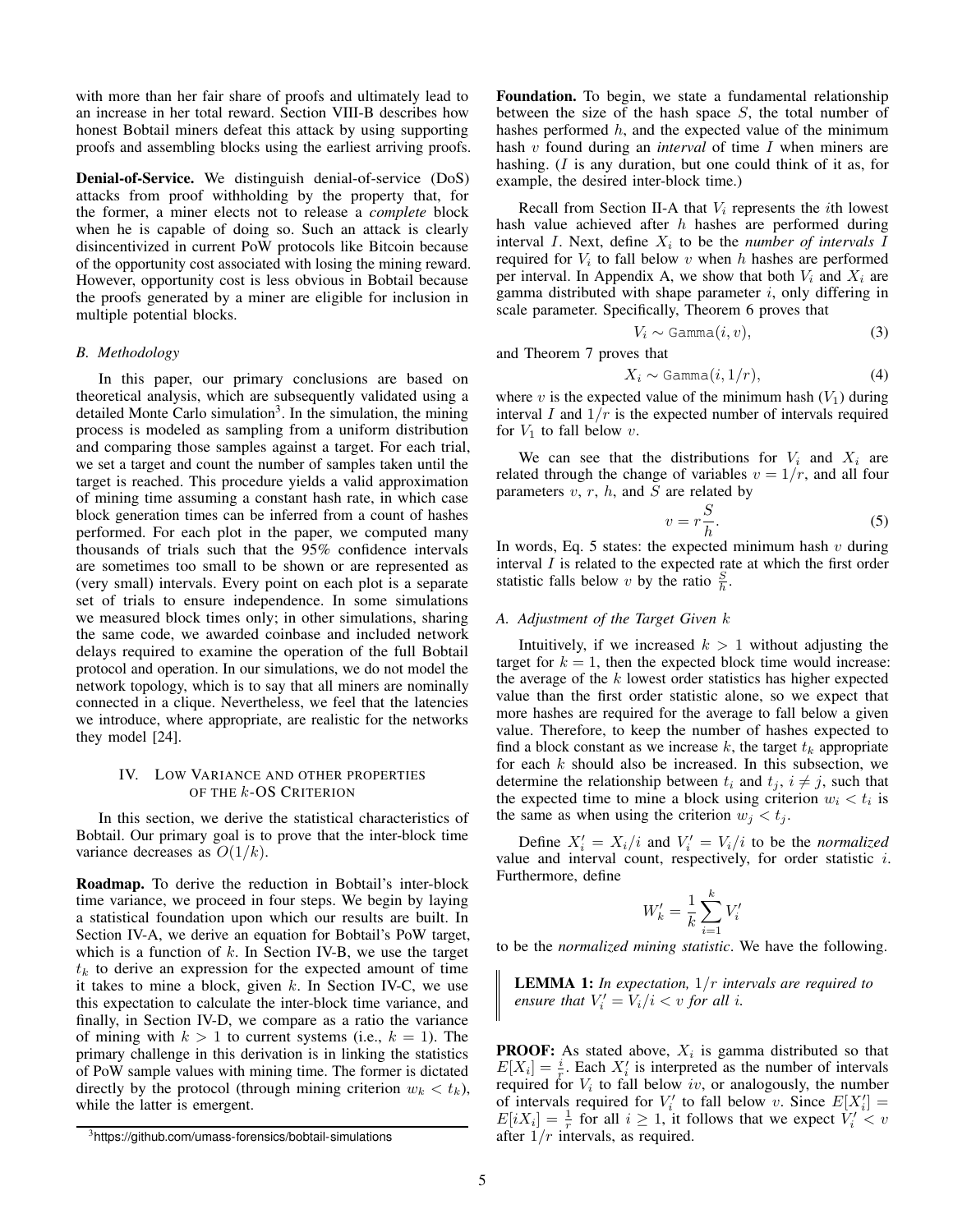with more than her fair share of proofs and ultimately lead to an increase in her total reward. Section VIII-B describes how honest Bobtail miners defeat this attack by using supporting proofs and assembling blocks using the earliest arriving proofs.

**Denial-of-Service.** We distinguish denial-of-service (DoS) attacks from proof withholding by the property that, for the former, a miner elects not to release a *complete* block when he is capable of doing so. Such an attack is clearly disincentivized in current PoW protocols like Bitcoin because of the opportunity cost associated with losing the mining reward. However, opportunity cost is less obvious in Bobtail because the proofs generated by a miner are eligible for inclusion in multiple potential blocks.

### B. Methodology

In this paper, our primary conclusions are based on theoretical analysis, which are subsequently validated using a detailed Monte Carlo simulation[3]. In the simulation, the mining process is modeled as sampling from a uniform distribution and comparing those samples against a target. For each trial, we set a target and count the number of samples taken until the target is reached. This procedure yields a valid approximation of mining time assuming a constant hash rate, in which case block generation times can be inferred from a count of hashes performed. For each plot in the paper, we computed many thousands of trials such that the 95% confidence intervals are sometimes too small to be shown or are represented as (very small) intervals. Every point on each plot is a separate set of trials to ensure independence. In some simulations we measured block times only; in other simulations, sharing the same code, we awarded coinbase and included network delays required to examine the operation of the full Bobtail protocol and operation. In our simulations, we do not model the network topology, which is to say that all miners are nominally connected in a clique. Nevertheless, we feel that the latencies we introduce, where appropriate, are realistic for the networks they model [24].

## IV. Low Variance and other properties of the $k$-OS Criterion

In this section, we derive the statistical characteristics of Bobtail. Our primary goal is to prove that the inter-block time variance decreases as $O(1/k)$.

**Roadmap.** To derive the reduction in Bobtail's inter-block time variance, we proceed in four steps. We begin by laying a statistical foundation upon which our results are built. In Section IV-A, we derive an equation for Bobtail's PoW target, which is a function of $k$. In Section IV-B, we use the target $t_k$ to derive an expression for the expected amount of time it takes to mine a block, given $k$. In Section IV-C, we use this expectation to calculate the inter-block time variance, and finally, in Section IV-D, we compare as a ratio the variance of mining with $k > 1$ to current systems (i.e., $k = 1$). The primary challenge in this derivation is in linking the statistics of PoW sample values with mining time. The former is dictated directly by the protocol (through mining criterion $w_k < t_k$), while the latter is emergent.

[3] https://github.com/umass-forensics/bobtail-simulations

**Foundation.** To begin, we state a fundamental relationship between the size of the hash space $S$, the total number of hashes performed $h$, and the expected value of the minimum hash $v$ found during an *interval* of time $I$ when miners are hashing. ($I$ is any duration, but one could think of it as, for example, the desired inter-block time.)

Recall from Section II-A that $V_i$ represents the $i$th lowest hash value achieved after $h$ hashes are performed during interval $I$. Next, define $X_i$ to be the *number of intervals $I$* required for $V_i$ to fall below $v$ when $h$ hashes are performed per interval. In Appendix A, we show that both $V_i$ and $X_i$ are gamma distributed with shape parameter $i$, only differing in scale parameter. Specifically, Theorem 6 proves that

$$V_i \sim \texttt{Gamma}(i, v), \tag{3}$$

and Theorem 7 proves that

$$X_i \sim \texttt{Gamma}(i, 1/r), \tag{4}$$

where $v$ is the expected value of the minimum hash ($V_1$) during interval $I$ and $1/r$ is the expected number of intervals required for $V_1$ to fall below $v$.

We can see that the distributions for $V_i$ and $X_i$ are related through the change of variables $v = 1/r$, and all four parameters $v$, $r$, $h$, and $S$ are related by

$$v = r\frac{S}{h}. \tag{5}$$

In words, Eq. 5 states: the expected minimum hash $v$ during interval $I$ is related to the expected rate at which the first order statistic falls below $v$ by the ratio $\frac{S}{h}$.

### A. Adjustment of the Target Given $k$

Intuitively, if we increased $k > 1$ without adjusting the target for $k = 1$, then the expected block time would increase: the average of the $k$ lowest order statistics has higher expected value than the first order statistic alone, so we expect that more hashes are required for the average to fall below a given value. Therefore, to keep the number of hashes expected to find a block constant as we increase $k$, the target $t_k$ appropriate for each $k$ should also be increased. In this subsection, we determine the relationship between $t_i$ and $t_j$, $i \neq j$, such that the expected time to mine a block using criterion $w_i < t_i$ is the same as when using the criterion $w_j < t_j$.

Define $X'_i = X_i/i$ and $V'_i = V_i/i$ to be the *normalized* value and interval count, respectively, for order statistic $i$. Furthermore, define

$$W'_k = \frac{1}{k}\sum_{i=1}^{k} V'_i$$

to be the *normalized mining statistic*. We have the following.

> **LEMMA 1:** *In expectation, $1/r$ intervals are required to ensure that $V'_i = V_i/i < v$ for all $i$.*

**PROOF:** As stated above, $X_i$ is gamma distributed so that $E[X_i] = \frac{i}{r}$. Each $X'_i$ is interpreted as the number of intervals required for $V_i$ to fall below $iv$, or analogously, the number of intervals required for $V'_i$ to fall below $v$. Since $E[X'_i] = E[iX_i] = \frac{1}{r}$ for all $i \geq 1$, it follows that we expect $V'_i < v$ after $1/r$ intervals, as required.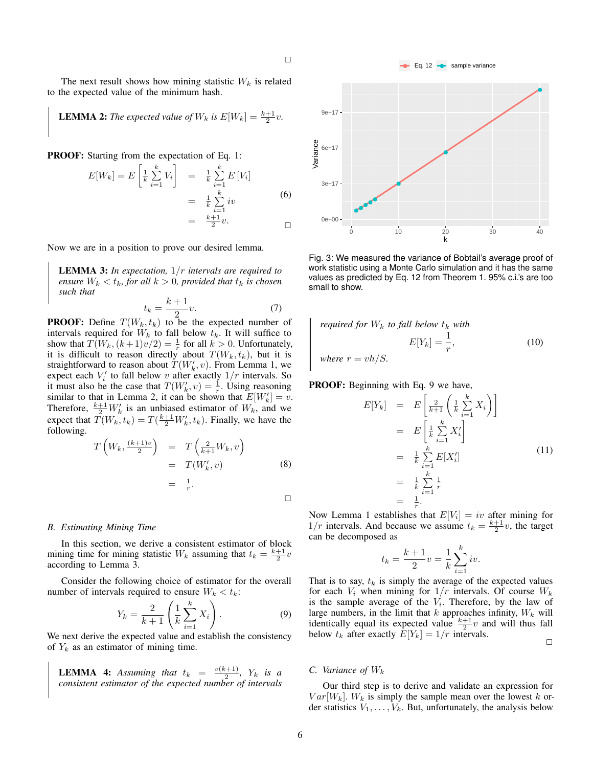∎

The next result shows how mining statistic $W_k$ is related to the expected value of the minimum hash.

> **LEMMA 2:** *The expected value of $W_k$ is $E[W_k] = \frac{k+1}{2}v$.*

**PROOF:** Starting from the expectation of Eq. 1:

$$
\begin{aligned}
E[W_k] = E\left[\frac{1}{k}\sum_{i=1}^{k} V_i\right] &= \frac{1}{k}\sum_{i=1}^{k} E\left[V_i\right] \\
&= \frac{1}{k}\sum_{i=1}^{k} iv \\
&= \frac{k+1}{2}v.
\end{aligned}
\tag{6}
$$

∎

Now we are in a position to prove our desired lemma.

> **LEMMA 3:** *In expectation, $1/r$ intervals are required to ensure $W_k < t_k$, for all $k > 0$, provided that $t_k$ is chosen such that*
> $$t_k = \frac{k+1}{2}v. \tag{7}$$

**PROOF:** Define $T(W_k, t_k)$ to be the expected number of intervals required for $W_k$ to fall below $t_k$. It will suffice to show that $T(W_k, (k+1)v/2) = \frac{1}{r}$ for all $k > 0$. Unfortunately, it is difficult to reason directly about $T(W_k, t_k)$, but it is straightforward to reason about $T(W'_k, v)$. From Lemma 1, we expect each $V'_i$ to fall below $v$ after exactly $1/r$ intervals. So it must also be the case that $T(W'_k, v) = \frac{1}{r}$. Using reasoning similar to that in Lemma 2, it can be shown that $E[W'_k] = v$. Therefore, $\frac{k+1}{2}W'_k$ is an unbiased estimator of $W_k$, and we expect that $T(W_k, t_k) = T(\frac{k+1}{2}W'_k, t_k)$. Finally, we have the following.

$$
\begin{aligned}
T\left(W_k, \frac{(k+1)v}{2}\right) &= T\left(\frac{2}{k+1}W_k, v\right) \\
&= T(W'_k, v) \\
&= \frac{1}{r}.
\end{aligned}
\tag{8}
$$

∎

### B. Estimating Mining Time

In this section, we derive a consistent estimator of block mining time for mining statistic $W_k$ assuming that $t_k = \frac{k+1}{2}v$ according to Lemma 3.

Consider the following choice of estimator for the overall number of intervals required to ensure $W_k < t_k$:

$$
Y_k = \frac{2}{k+1}\left(\frac{1}{k}\sum_{i=1}^{k} X_i\right). \tag{9}
$$

We next derive the expected value and establish the consistency of $Y_k$ as an estimator of mining time.

> **LEMMA 4:** *Assuming that $t_k = \frac{v(k+1)}{2}$, $Y_k$ is a consistent estimator of the expected number of intervals required for $W_k$ to fall below $t_k$ with*
> $$E[Y_k] = \frac{1}{r}, \tag{10}$$
> *where $r = vh/S$.*

**PROOF:** Beginning with Eq. 9 we have,

$$
\begin{aligned}
E[Y_k] &= E\left[\frac{2}{k+1}\left(\frac{1}{k}\sum_{i=1}^{k} X_i\right)\right] \\
&= E\left[\frac{1}{k}\sum_{i=1}^{k} X'_i\right] \\
&= \frac{1}{k}\sum_{i=1}^{k} E[X'_i] \\
&= \frac{1}{k}\sum_{i=1}^{k} \frac{1}{r} \\
&= \frac{1}{r}.
\end{aligned}
\tag{11}
$$

Now Lemma 1 establishes that $E[V_i] = iv$ after mining for $1/r$ intervals. And because we assume $t_k = \frac{k+1}{2}v$, the target can be decomposed as

$$
t_k = \frac{k+1}{2}v = \frac{1}{k}\sum_{i=1}^{k} iv.
$$

That is to say, $t_k$ is simply the average of the expected values for each $V_i$ when mining for $1/r$ intervals. Of course $W_k$ is the sample average of the $V_i$. Therefore, by the law of large numbers, in the limit that $k$ approaches infinity, $W_k$ will identically equal its expected value $\frac{k+1}{2}v$ and will thus fall below $t_k$ after exactly $E[Y_k] = 1/r$ intervals.

∎

Fig. 3: We measured the variance of Bobtail's average proof of work statistic using a Monte Carlo simulation and it has the same values as predicted by Eq. 12 from Theorem 1. 95% c.i.'s are too small to show.

### C. Variance of $W_k$

Our third step is to derive and validate an expression for $Var[W_k]$. $W_k$ is simply the sample mean over the lowest $k$ order statistics $V_1, \ldots, V_k$. But, unfortunately, the analysis below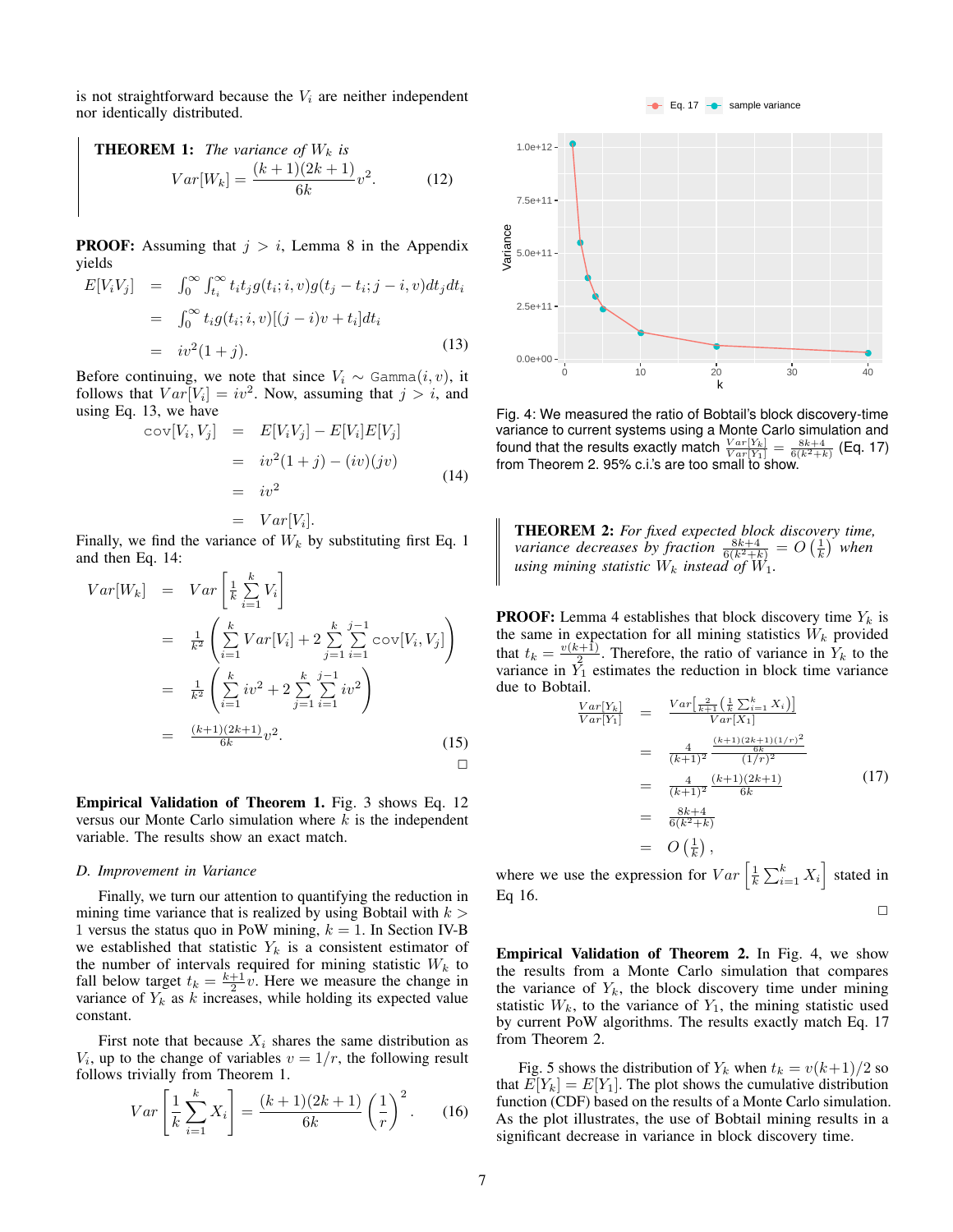is not straightforward because the $V_i$ are neither independent nor identically distributed.

**THEOREM 1:** *The variance of $W_k$ is*

$$Var[W_k] = \frac{(k+1)(2k+1)}{6k}v^2. \quad (12)$$

**PROOF:** Assuming that $j > i$, Lemma 8 in the Appendix yields

$$\begin{aligned} E[V_iV_j] &= \int_0^\infty \int_{t_i}^\infty t_i t_j g(t_i; i, v) g(t_j - t_i; j-i, v) dt_j dt_i \\ &= \int_0^\infty t_i g(t_i; i, v)[(j-i)v + t_i] dt_i \\ &= iv^2(1+j). \end{aligned} \quad (13)$$

Before continuing, we note that since $V_i \sim \texttt{Gamma}(i, v)$, it follows that $Var[V_i] = iv^2$. Now, assuming that $j > i$, and using Eq. 13, we have

$$\begin{aligned} \texttt{cov}[V_i, V_j] &= E[V_iV_j] - E[V_i]E[V_j] \\ &= iv^2(1+j) - (iv)(jv) \\ &= iv^2 \\ &= Var[V_i]. \end{aligned} \quad (14)$$

Finally, we find the variance of $W_k$ by substituting first Eq. 1 and then Eq. 14:

$$\begin{aligned} Var[W_k] &= Var\left[\frac{1}{k}\sum_{i=1}^k V_i\right] \\ &= \frac{1}{k^2}\left(\sum_{i=1}^k Var[V_i] + 2\sum_{j=1}^k \sum_{i=1}^{j-1} \texttt{cov}[V_i, V_j]\right) \\ &= \frac{1}{k^2}\left(\sum_{i=1}^k iv^2 + 2\sum_{j=1}^k \sum_{i=1}^{j-1} iv^2\right) \\ &= \frac{(k+1)(2k+1)}{6k}v^2. \end{aligned} \quad (15)$$

□

**Empirical Validation of Theorem 1.** Fig. 3 shows Eq. 12 versus our Monte Carlo simulation where $k$ is the independent variable. The results show an exact match.

### D. Improvement in Variance

Finally, we turn our attention to quantifying the reduction in mining time variance that is realized by using Bobtail with $k > 1$ versus the status quo in PoW mining, $k = 1$. In Section IV-B we established that statistic $Y_k$ is a consistent estimator of the number of intervals required for mining statistic $W_k$ to fall below target $t_k = \frac{k+1}{2}v$. Here we measure the change in variance of $Y_k$ as $k$ increases, while holding its expected value constant.

First note that because $X_i$ shares the same distribution as $V_i$, up to the change of variables $v = 1/r$, the following result follows trivially from Theorem 1.

$$Var\left[\frac{1}{k}\sum_{i=1}^k X_i\right] = \frac{(k+1)(2k+1)}{6k}\left(\frac{1}{r}\right)^2. \quad (16)$$

Fig. 4: We measured the ratio of Bobtail's block discovery-time variance to current systems using a Monte Carlo simulation and found that the results exactly match $\frac{Var[Y_k]}{Var[Y_1]} = \frac{8k+4}{6(k^2+k)}$ (Eq. 17) from Theorem 2. 95% c.i.'s are too small to show.

**THEOREM 2:** *For fixed expected block discovery time, variance decreases by fraction $\frac{8k+4}{6(k^2+k)} = O\left(\frac{1}{k}\right)$ when using mining statistic $W_k$ instead of $W_1$.*

**PROOF:** Lemma 4 establishes that block discovery time $Y_k$ is the same in expectation for all mining statistics $W_k$ provided that $t_k = \frac{v(k+1)}{2}$. Therefore, the ratio of variance in $Y_k$ to the variance in $Y_1$ estimates the reduction in block time variance due to Bobtail.

$$\begin{aligned} \frac{Var[Y_k]}{Var[Y_1]} &= \frac{Var\left[\frac{2}{k+1}\left(\frac{1}{k}\sum_{i=1}^k X_i\right)\right]}{Var[X_1]} \\ &= \frac{4}{(k+1)^2}\frac{\frac{(k+1)(2k+1)(1/r)^2}{6k}}{(1/r)^2} \\ &= \frac{4}{(k+1)^2}\frac{(k+1)(2k+1)}{6k} \\ &= \frac{8k+4}{6(k^2+k)} \\ &= O\left(\frac{1}{k}\right), \end{aligned} \quad (17)$$

where we use the expression for $Var\left[\frac{1}{k}\sum_{i=1}^k X_i\right]$ stated in Eq 16.

□

**Empirical Validation of Theorem 2.** In Fig. 4, we show the results from a Monte Carlo simulation that compares the variance of $Y_k$, the block discovery time under mining statistic $W_k$, to the variance of $Y_1$, the mining statistic used by current PoW algorithms. The results exactly match Eq. 17 from Theorem 2.

Fig. 5 shows the distribution of $Y_k$ when $t_k = v(k+1)/2$ so that $E[Y_k] = E[Y_1]$. The plot shows the cumulative distribution function (CDF) based on the results of a Monte Carlo simulation. As the plot illustrates, the use of Bobtail mining results in a significant decrease in variance in block discovery time.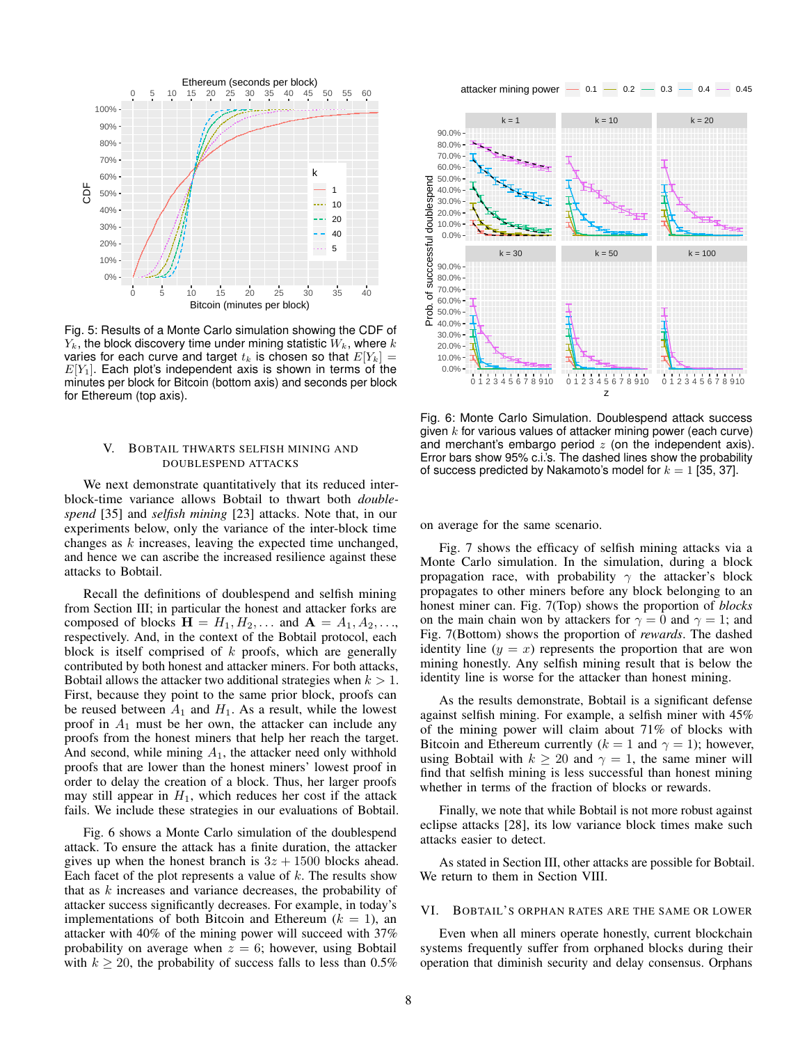Fig. 5: Results of a Monte Carlo simulation showing the CDF of $Y_k$, the block discovery time under mining statistic $W_k$, where $k$ varies for each curve and target $t_k$ is chosen so that $E[Y_k] = E[Y_1]$. Each plot's independent axis is shown in terms of the minutes per block for Bitcoin (bottom axis) and seconds per block for Ethereum (top axis).

Fig. 6: Monte Carlo Simulation. Doublespend attack success given $k$ for various values of attacker mining power (each curve) and merchant's embargo period $z$ (on the independent axis). Error bars show 95% c.i.'s. The dashed lines show the probability of success predicted by Nakamoto's model for $k = 1$ [35, 37].

## V. Bobtail Thwarts Selfish Mining and Doublespend Attacks

We next demonstrate quantitatively that its reduced inter-block-time variance allows Bobtail to thwart both *double-spend* [35] and *selfish mining* [23] attacks. Note that, in our experiments below, only the variance of the inter-block time changes as $k$ increases, leaving the expected time unchanged, and hence we can ascribe the increased resilience against these attacks to Bobtail.

Recall the definitions of doublespend and selfish mining from Section III; in particular the honest and attacker forks are composed of blocks $\mathbf{H} = H_1, H_2, \ldots$ and $\mathbf{A} = A_1, A_2, \ldots$, respectively. And, in the context of the Bobtail protocol, each block is itself comprised of $k$ proofs, which are generally contributed by both honest and attacker miners. For both attacks, Bobtail allows the attacker two additional strategies when $k > 1$. First, because they point to the same prior block, proofs can be reused between $A_1$ and $H_1$. As a result, while the lowest proof in $A_1$ must be her own, the attacker can include any proofs from the honest miners that help her reach the target. And second, while mining $A_1$, the attacker need only withhold proofs that are lower than the honest miners' lowest proof in order to delay the creation of a block. Thus, her larger proofs may still appear in $H_1$, which reduces her cost if the attack fails. We include these strategies in our evaluations of Bobtail.

Fig. 6 shows a Monte Carlo simulation of the doublespend attack. To ensure the attack has a finite duration, the attacker gives up when the honest branch is $3z + 1500$ blocks ahead. Each facet of the plot represents a value of $k$. The results show that as $k$ increases and variance decreases, the probability of attacker success significantly decreases. For example, in today's implementations of both Bitcoin and Ethereum ($k = 1$), an attacker with 40% of the mining power will succeed with 37% probability on average when $z = 6$; however, using Bobtail with $k \geq 20$, the probability of success falls to less than 0.5% on average for the same scenario.

Fig. 7 shows the efficacy of selfish mining attacks via a Monte Carlo simulation. In the simulation, during a block propagation race, with probability $\gamma$ the attacker's block propagates to other miners before any block belonging to an honest miner can. Fig. 7(Top) shows the proportion of *blocks* on the main chain won by attackers for $\gamma = 0$ and $\gamma = 1$; and Fig. 7(Bottom) shows the proportion of *rewards*. The dashed identity line ($y = x$) represents the proportion that are won mining honestly. Any selfish mining result that is below the identity line is worse for the attacker than honest mining.

As the results demonstrate, Bobtail is a significant defense against selfish mining. For example, a selfish miner with 45% of the mining power will claim about 71% of blocks with Bitcoin and Ethereum currently ($k = 1$ and $\gamma = 1$); however, using Bobtail with $k \geq 20$ and $\gamma = 1$, the same miner will find that selfish mining is less successful than honest mining whether in terms of the fraction of blocks or rewards.

Finally, we note that while Bobtail is not more robust against eclipse attacks [28], its low variance block times make such attacks easier to detect.

As stated in Section III, other attacks are possible for Bobtail. We return to them in Section VIII.

## VI. Bobtail's Orphan Rates are the Same or Lower

Even when all miners operate honestly, current blockchain systems frequently suffer from orphaned blocks during their operation that diminish security and delay consensus. Orphans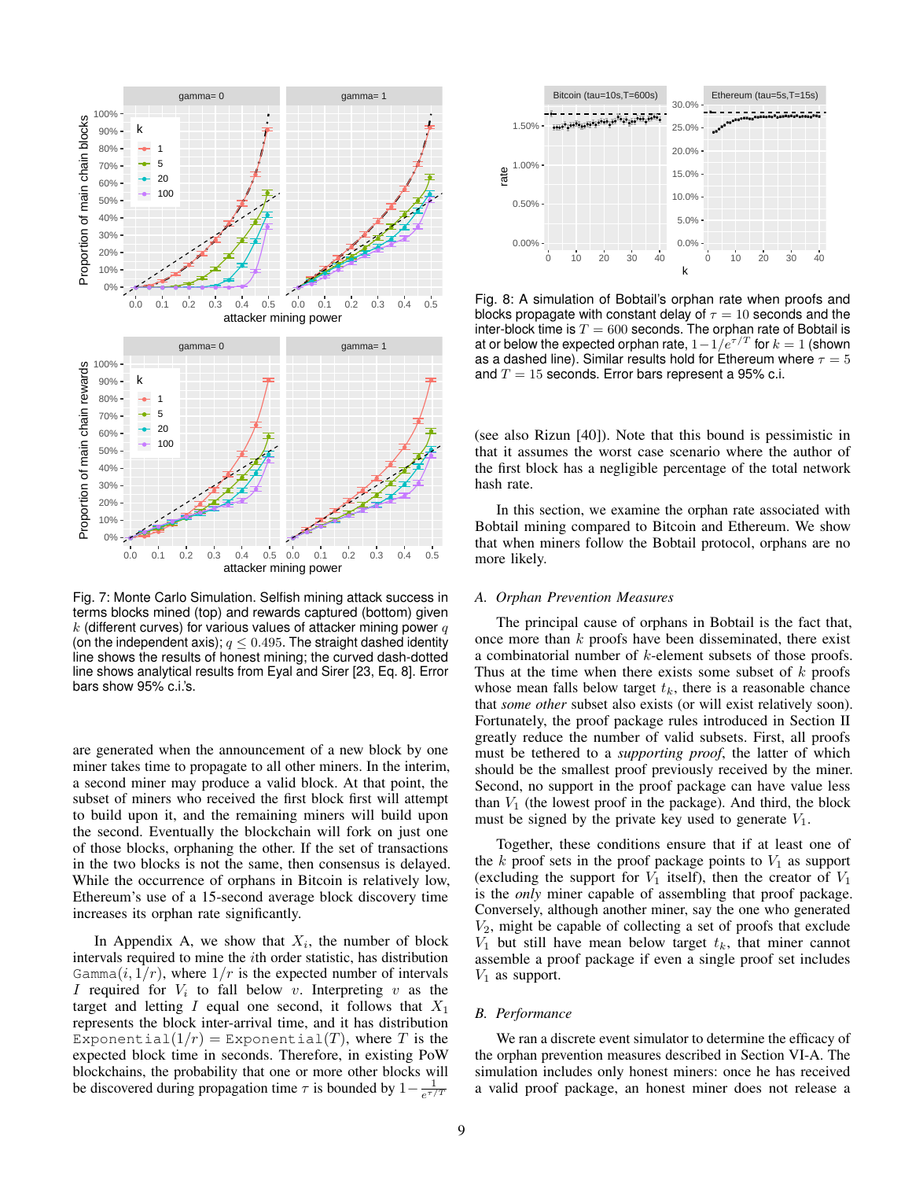Fig. 7: Monte Carlo Simulation. Selfish mining attack success in terms blocks mined (top) and rewards captured (bottom) given $k$ (different curves) for various values of attacker mining power $q$ (on the independent axis); $q \leq 0.495$. The straight dashed identity line shows the results of honest mining; the curved dash-dotted line shows analytical results from Eyal and Sirer [23, Eq. 8]. Error bars show 95% c.i.'s.

are generated when the announcement of a new block by one miner takes time to propagate to all other miners. In the interim, a second miner may produce a valid block. At that point, the subset of miners who received the first block first will attempt to build upon it, and the remaining miners will build upon the second. Eventually the blockchain will fork on just one of those blocks, orphaning the other. If the set of transactions in the two blocks is not the same, then consensus is delayed. While the occurrence of orphans in Bitcoin is relatively low, Ethereum's use of a 15-second average block discovery time increases its orphan rate significantly.

In Appendix A, we show that $X_i$, the number of block intervals required to mine the $i$th order statistic, has distribution $\texttt{Gamma}(i, 1/r)$, where $1/r$ is the expected number of intervals $I$ required for $V_i$ to fall below $v$. Interpreting $v$ as the target and letting $I$ equal one second, it follows that $X_1$ represents the block inter-arrival time, and it has distribution $\texttt{Exponential}(1/r) = \texttt{Exponential}(T)$, where $T$ is the expected block time in seconds. Therefore, in existing PoW blockchains, the probability that one or more other blocks will be discovered during propagation time $\tau$ is bounded by $1 - \frac{1}{e^{\tau/T}}$

Fig. 8: A simulation of Bobtail's orphan rate when proofs and blocks propagate with constant delay of $\tau = 10$ seconds and the inter-block time is $T = 600$ seconds. The orphan rate of Bobtail is at or below the expected orphan rate, $1 - 1/e^{\tau/T}$ for $k = 1$ (shown as a dashed line). Similar results hold for Ethereum where $\tau = 5$ and $T = 15$ seconds. Error bars represent a 95% c.i.

(see also Rizun [40]). Note that this bound is pessimistic in that it assumes the worst case scenario where the author of the first block has a negligible percentage of the total network hash rate.

In this section, we examine the orphan rate associated with Bobtail mining compared to Bitcoin and Ethereum. We show that when miners follow the Bobtail protocol, orphans are no more likely.

### A. Orphan Prevention Measures

The principal cause of orphans in Bobtail is the fact that, once more than $k$ proofs have been disseminated, there exist a combinatorial number of $k$-element subsets of those proofs. Thus at the time when there exists some subset of $k$ proofs whose mean falls below target $t_k$, there is a reasonable chance that *some other* subset also exists (or will exist relatively soon). Fortunately, the proof package rules introduced in Section II greatly reduce the number of valid subsets. First, all proofs must be tethered to a *supporting proof*, the latter of which should be the smallest proof previously received by the miner. Second, no support in the proof package can have value less than $V_1$ (the lowest proof in the package). And third, the block must be signed by the private key used to generate $V_1$.

Together, these conditions ensure that if at least one of the $k$ proof sets in the proof package points to $V_1$ as support (excluding the support for $V_1$ itself), then the creator of $V_1$ is the *only* miner capable of assembling that proof package. Conversely, although another miner, say the one who generated $V_2$, might be capable of collecting a set of proofs that exclude $V_1$ but still have mean below target $t_k$, that miner cannot assemble a proof package if even a single proof set includes $V_1$ as support.

### B. Performance

We ran a discrete event simulator to determine the efficacy of the orphan prevention measures described in Section VI-A. The simulation includes only honest miners: once he has received a valid proof package, an honest miner does not release a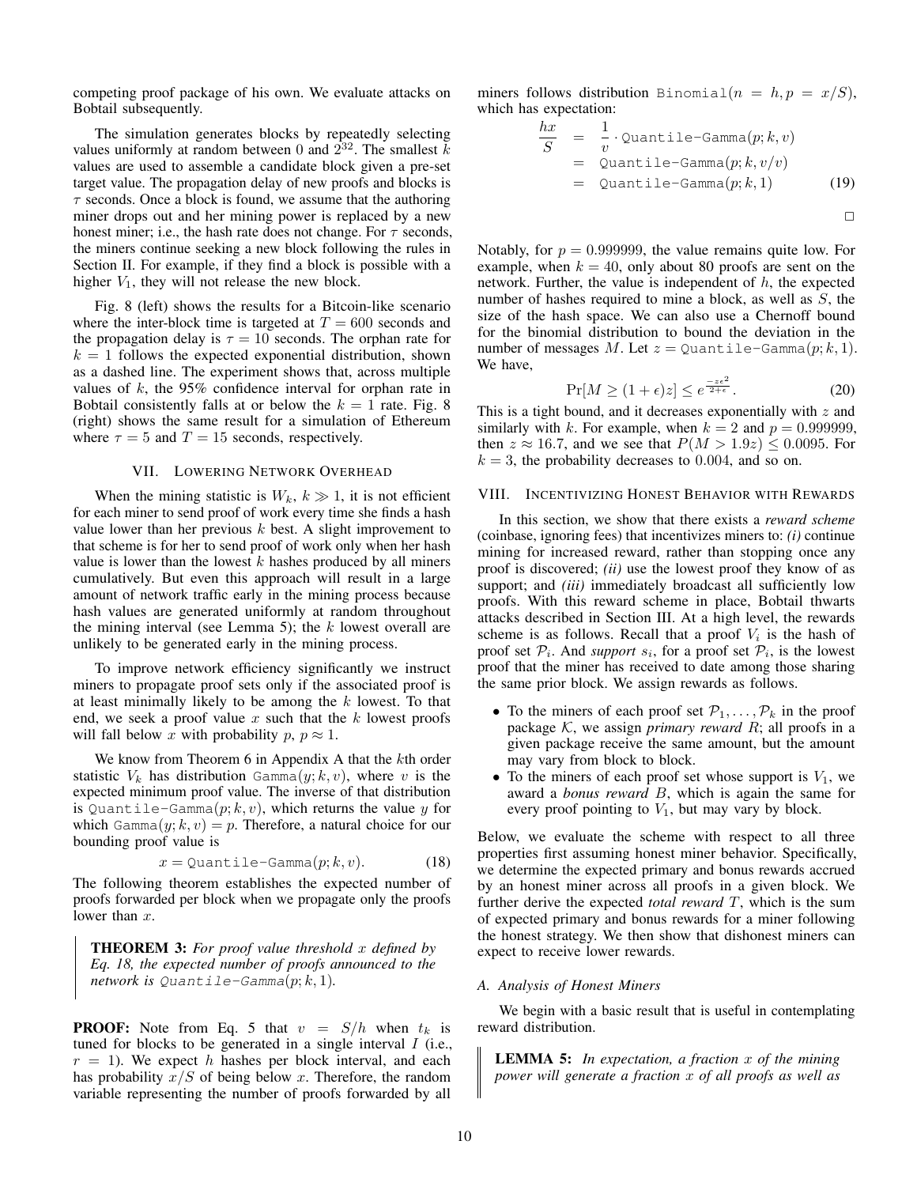competing proof package of his own. We evaluate attacks on Bobtail subsequently.

The simulation generates blocks by repeatedly selecting values uniformly at random between 0 and $2^{32}$. The smallest $k$ values are used to assemble a candidate block given a pre-set target value. The propagation delay of new proofs and blocks is $\tau$ seconds. Once a block is found, we assume that the authoring miner drops out and her mining power is replaced by a new honest miner; i.e., the hash rate does not change. For $\tau$ seconds, the miners continue seeking a new block following the rules in Section II. For example, if they find a block is possible with a higher $V_1$, they will not release the new block.

Fig. 8 (left) shows the results for a Bitcoin-like scenario where the inter-block time is targeted at $T = 600$ seconds and the propagation delay is $\tau = 10$ seconds. The orphan rate for $k = 1$ follows the expected exponential distribution, shown as a dashed line. The experiment shows that, across multiple values of $k$, the 95% confidence interval for orphan rate in Bobtail consistently falls at or below the $k = 1$ rate. Fig. 8 (right) shows the same result for a simulation of Ethereum where $\tau = 5$ and $T = 15$ seconds, respectively.

## VII. Lowering Network Overhead

When the mining statistic is $W_k$, $k \gg 1$, it is not efficient for each miner to send proof of work every time she finds a hash value lower than her previous $k$ best. A slight improvement to that scheme is for her to send proof of work only when her hash value is lower than the lowest $k$ hashes produced by all miners cumulatively. But even this approach will result in a large amount of network traffic early in the mining process because hash values are generated uniformly at random throughout the mining interval (see Lemma 5); the $k$ lowest overall are unlikely to be generated early in the mining process.

To improve network efficiency significantly we instruct miners to propagate proof sets only if the associated proof is at least minimally likely to be among the $k$ lowest. To that end, we seek a proof value $x$ such that the $k$ lowest proofs will fall below $x$ with probability $p$, $p \approx 1$.

We know from Theorem 6 in Appendix A that the $k$th order statistic $V_k$ has distribution $\texttt{Gamma}(y; k, v)$, where $v$ is the expected minimum proof value. The inverse of that distribution is $\texttt{Quantile-Gamma}(p; k, v)$, which returns the value $y$ for which $\texttt{Gamma}(y; k, v) = p$. Therefore, a natural choice for our bounding proof value is

$$x = \texttt{Quantile-Gamma}(p; k, v). \tag{18}$$

The following theorem establishes the expected number of proofs forwarded per block when we propagate only the proofs lower than $x$.

**THEOREM 3:** *For proof value threshold $x$ defined by Eq. 18, the expected number of proofs announced to the network is $\texttt{Quantile-Gamma}(p; k, 1)$.*

**PROOF:** Note from Eq. 5 that $v = S/h$ when $t_k$ is tuned for blocks to be generated in a single interval $I$ (i.e., $r = 1$). We expect $h$ hashes per block interval, and each has probability $x/S$ of being below $x$. Therefore, the random variable representing the number of proofs forwarded by all miners follows distribution $\texttt{Binomial}(n = h, p = x/S)$, which has expectation:

$$\begin{aligned}
\frac{hx}{S} &= \frac{1}{v} \cdot \texttt{Quantile-Gamma}(p; k, v) \\
&= \texttt{Quantile-Gamma}(p; k, v/v) \\
&= \texttt{Quantile-Gamma}(p; k, 1)
\end{aligned} \tag{19}$$

□

Notably, for $p = 0.999999$, the value remains quite low. For example, when $k = 40$, only about 80 proofs are sent on the network. Further, the value is independent of $h$, the expected number of hashes required to mine a block, as well as $S$, the size of the hash space. We can also use a Chernoff bound for the binomial distribution to bound the deviation in the number of messages $M$. Let $z = \texttt{Quantile-Gamma}(p; k, 1)$. We have,

$$\Pr[M \geq (1+\epsilon)z] \leq e^{\frac{-z\epsilon^2}{2+\epsilon}}. \tag{20}$$

This is a tight bound, and it decreases exponentially with $z$ and similarly with $k$. For example, when $k = 2$ and $p = 0.999999$, then $z \approx 16.7$, and we see that $P(M > 1.9z) \leq 0.0095$. For $k = 3$, the probability decreases to $0.004$, and so on.

## VIII. Incentivizing Honest Behavior with Rewards

In this section, we show that there exists a *reward scheme* (coinbase, ignoring fees) that incentivizes miners to: *(i)* continue mining for increased reward, rather than stopping once any proof is discovered; *(ii)* use the lowest proof they know of as support; and *(iii)* immediately broadcast all sufficiently low proofs. With this reward scheme in place, Bobtail thwarts attacks described in Section III. At a high level, the rewards scheme is as follows. Recall that a proof $V_i$ is the hash of proof set $\mathcal{P}_i$. And *support* $s_i$, for a proof set $\mathcal{P}_i$, is the lowest proof that the miner has received to date among those sharing the same prior block. We assign rewards as follows.

- To the miners of each proof set $\mathcal{P}_1, \ldots, \mathcal{P}_k$ in the proof package $\mathcal{K}$, we assign *primary reward* $R$; all proofs in a given package receive the same amount, but the amount may vary from block to block.
- To the miners of each proof set whose support is $V_1$, we award a *bonus reward* $B$, which is again the same for every proof pointing to $V_1$, but may vary by block.

Below, we evaluate the scheme with respect to all three properties first assuming honest miner behavior. Specifically, we determine the expected primary and bonus rewards accrued by an honest miner across all proofs in a given block. We further derive the expected *total reward* $T$, which is the sum of expected primary and bonus rewards for a miner following the honest strategy. We then show that dishonest miners can expect to receive lower rewards.

### A. Analysis of Honest Miners

We begin with a basic result that is useful in contemplating reward distribution.

**LEMMA 5:** *In expectation, a fraction $x$ of the mining power will generate a fraction $x$ of all proofs as well as*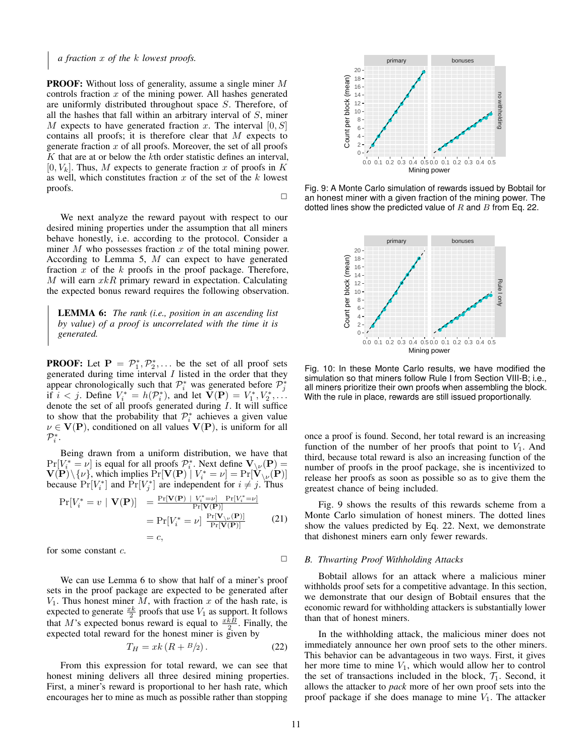*a fraction $x$ of the $k$ lowest proofs.*

**PROOF:** Without loss of generality, assume a single miner $M$ controls fraction $x$ of the mining power. All hashes generated are uniformly distributed throughout space $S$. Therefore, of all the hashes that fall within an arbitrary interval of $S$, miner $M$ expects to have generated fraction $x$. The interval $[0, S]$ contains all proofs; it is therefore clear that $M$ expects to generate fraction $x$ of all proofs. Moreover, the set of all proofs $K$ that are at or below the $k$th order statistic defines an interval, $[0, V_k]$. Thus, $M$ expects to generate fraction $x$ of proofs in $K$ as well, which constitutes fraction $x$ of the set of the $k$ lowest proofs.

□

We next analyze the reward payout with respect to our desired mining properties under the assumption that all miners behave honestly, i.e. according to the protocol. Consider a miner $M$ who possesses fraction $x$ of the total mining power. According to Lemma 5, $M$ can expect to have generated fraction $x$ of the $k$ proofs in the proof package. Therefore, $M$ will earn $xkR$ primary reward in expectation. Calculating the expected bonus reward requires the following observation.

**LEMMA 6:** *The rank (i.e., position in an ascending list by value) of a proof is uncorrelated with the time it is generated.*

**PROOF:** Let $\mathbf{P} = \mathcal{P}_1^*, \mathcal{P}_2^*, \ldots$ be the set of all proof sets generated during time interval $I$ listed in the order that they appear chronologically such that $\mathcal{P}_i^*$ was generated before $\mathcal{P}_j^*$ if $i < j$. Define $V_i^* = h(\mathcal{P}_i^*)$, and let $\mathbf{V}(\mathbf{P}) = V_1^*, V_2^*, \ldots$ denote the set of all proofs generated during $I$. It will suffice to show that the probability that $\mathcal{P}_i^*$ achieves a given value $\nu \in \mathbf{V}(\mathbf{P})$, conditioned on all values $\mathbf{V}(\mathbf{P})$, is uniform for all $\mathcal{P}_i^*$.

Being drawn from a uniform distribution, we have that $\Pr[V_i^* = \nu]$ is equal for all proofs $\mathcal{P}_i^*$. Next define $\mathbf{V}_{\setminus\nu}(\mathbf{P}) = \mathbf{V}(\mathbf{P}) \setminus \{\nu\}$, which implies $\Pr[\mathbf{V}(\mathbf{P}) \mid V_i^* = \nu] = \Pr[\mathbf{V}_{\setminus\nu}(\mathbf{P})]$ because $\Pr[V_i^*]$ and $\Pr[V_j^*]$ are independent for $i \neq j$. Thus

$$
\begin{aligned}
\Pr[V_i^* = v \mid \mathbf{V}(\mathbf{P})] &= \frac{\Pr[\mathbf{V}(\mathbf{P}) \mid V_i^* = \nu] \quad \Pr[V_i^* = \nu]}{\Pr[\mathbf{V}(\mathbf{P})]} \\
&= \Pr[V_i^* = \nu] \; \frac{\Pr[\mathbf{V}_{\setminus\nu}(\mathbf{P})]}{\Pr[\mathbf{V}(\mathbf{P})]} \qquad (21) \\
&= c,
\end{aligned}
$$

for some constant $c$.

□

We can use Lemma 6 to show that half of a miner's proof sets in the proof package are expected to be generated after $V_1$. Thus honest miner $M$, with fraction $x$ of the hash rate, is expected to generate $\frac{xk}{2}$ proofs that use $V_1$ as support. It follows that $M$'s expected bonus reward is equal to $\frac{xkB}{2}$. Finally, the expected total reward for the honest miner is given by

$$T_H = xk\left(R + {}^{B}\!/\!_{2}\right). \qquad (22)$$

From this expression for total reward, we can see that honest mining delivers all three desired mining properties. First, a miner's reward is proportional to her hash rate, which encourages her to mine as much as possible rather than stopping once a proof is found. Second, her total reward is an increasing function of the number of her proofs that point to $V_1$. And third, because total reward is also an increasing function of the number of proofs in the proof package, she is incentivized to release her proofs as soon as possible so as to give them the greatest chance of being included.

Fig. 9: A Monte Carlo simulation of rewards issued by Bobtail for an honest miner with a given fraction of the mining power. The dotted lines show the predicted value of $R$ and $B$ from Eq. 22.

Fig. 10: In these Monte Carlo results, we have modified the simulation so that miners follow Rule I from Section VIII-B; i.e., all miners prioritize their own proofs when assembling the block. With the rule in place, rewards are still issued proportionally.

Fig. 9 shows the results of this rewards scheme from a Monte Carlo simulation of honest miners. The dotted lines show the values predicted by Eq. 22. Next, we demonstrate that dishonest miners earn only fewer rewards.

### B. Thwarting Proof Withholding Attacks

Bobtail allows for an attack where a malicious miner withholds proof sets for a competitive advantage. In this section, we demonstrate that our design of Bobtail ensures that the economic reward for withholding attackers is substantially lower than that of honest miners.

In the withholding attack, the malicious miner does not immediately announce her own proof sets to the other miners. This behavior can be advantageous in two ways. First, it gives her more time to mine $V_1$, which would allow her to control the set of transactions included in the block, $\mathcal{T}_1$. Second, it allows the attacker to *pack* more of her own proof sets into the proof package if she does manage to mine $V_1$. The attacker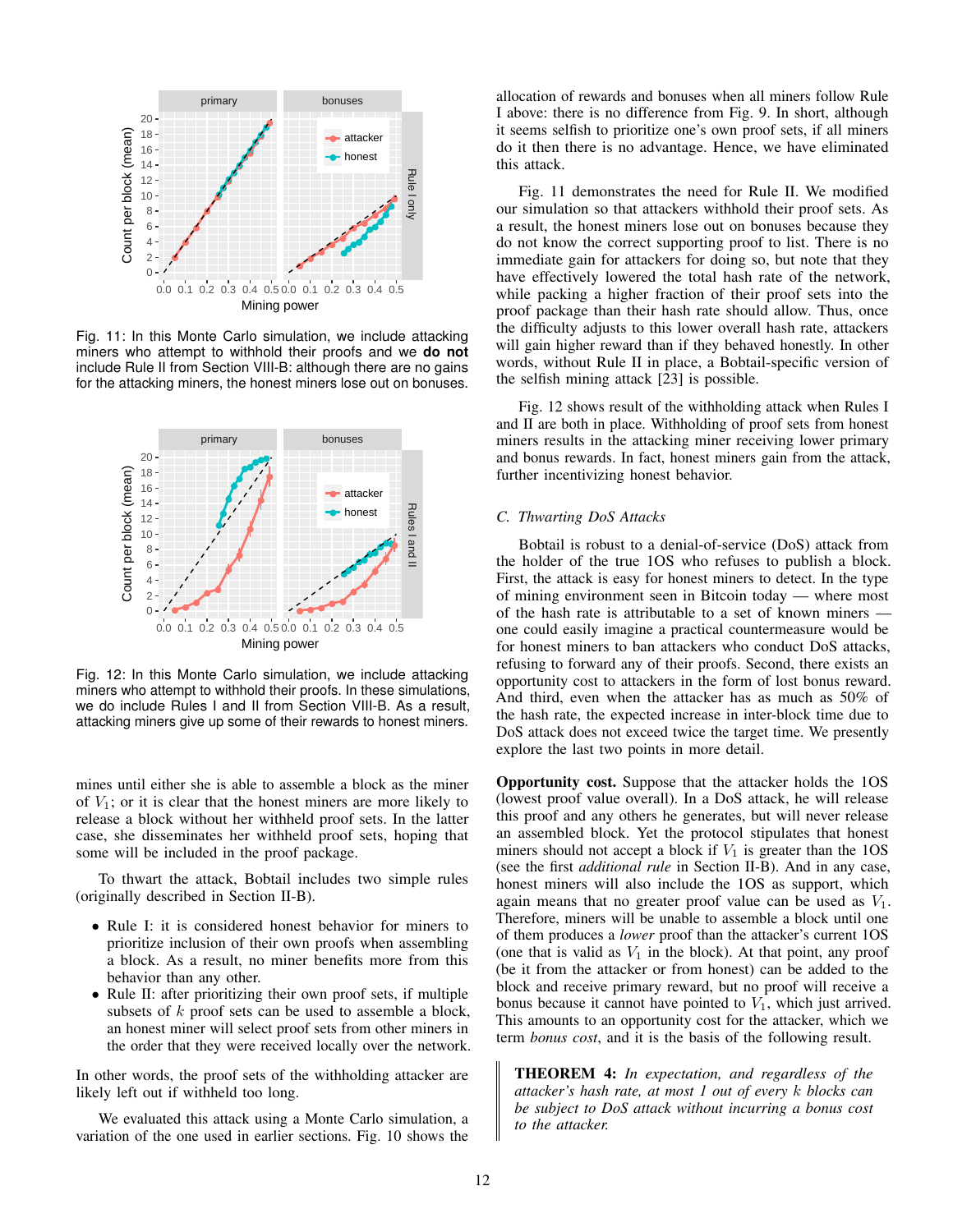Fig. 11: In this Monte Carlo simulation, we include attacking miners who attempt to withhold their proofs and we **do not** include Rule II from Section VIII-B: although there are no gains for the attacking miners, the honest miners lose out on bonuses.

Fig. 12: In this Monte Carlo simulation, we include attacking miners who attempt to withhold their proofs. In these simulations, we do include Rules I and II from Section VIII-B. As a result, attacking miners give up some of their rewards to honest miners.

mines until either she is able to assemble a block as the miner of $V_1$; or it is clear that the honest miners are more likely to release a block without her withheld proof sets. In the latter case, she disseminates her withheld proof sets, hoping that some will be included in the proof package.

To thwart the attack, Bobtail includes two simple rules (originally described in Section II-B).

- Rule I: it is considered honest behavior for miners to prioritize inclusion of their own proofs when assembling a block. As a result, no miner benefits more from this behavior than any other.
- Rule II: after prioritizing their own proof sets, if multiple subsets of $k$ proof sets can be used to assemble a block, an honest miner will select proof sets from other miners in the order that they were received locally over the network.

In other words, the proof sets of the withholding attacker are likely left out if withheld too long.

We evaluated this attack using a Monte Carlo simulation, a variation of the one used in earlier sections. Fig. 10 shows the allocation of rewards and bonuses when all miners follow Rule I above: there is no difference from Fig. 9. In short, although it seems selfish to prioritize one's own proof sets, if all miners do it then there is no advantage. Hence, we have eliminated this attack.

Fig. 11 demonstrates the need for Rule II. We modified our simulation so that attackers withhold their proof sets. As a result, the honest miners lose out on bonuses because they do not know the correct supporting proof to list. There is no immediate gain for attackers for doing so, but note that they have effectively lowered the total hash rate of the network, while packing a higher fraction of their proof sets into the proof package than their hash rate should allow. Thus, once the difficulty adjusts to this lower overall hash rate, attackers will gain higher reward than if they behaved honestly. In other words, without Rule II in place, a Bobtail-specific version of the selfish mining attack [23] is possible.

Fig. 12 shows result of the withholding attack when Rules I and II are both in place. Withholding of proof sets from honest miners results in the attacking miner receiving lower primary and bonus rewards. In fact, honest miners gain from the attack, further incentivizing honest behavior.

### C. Thwarting DoS Attacks

Bobtail is robust to a denial-of-service (DoS) attack from the holder of the true 1OS who refuses to publish a block. First, the attack is easy for honest miners to detect. In the type of mining environment seen in Bitcoin today — where most of the hash rate is attributable to a set of known miners — one could easily imagine a practical countermeasure would be for honest miners to ban attackers who conduct DoS attacks, refusing to forward any of their proofs. Second, there exists an opportunity cost to attackers in the form of lost bonus reward. And third, even when the attacker has as much as 50% of the hash rate, the expected increase in inter-block time due to DoS attack does not exceed twice the target time. We presently explore the last two points in more detail.

**Opportunity cost.** Suppose that the attacker holds the 1OS (lowest proof value overall). In a DoS attack, he will release this proof and any others he generates, but will never release an assembled block. Yet the protocol stipulates that honest miners should not accept a block if $V_1$ is greater than the 1OS (see the first *additional rule* in Section II-B). And in any case, honest miners will also include the 1OS as support, which again means that no greater proof value can be used as $V_1$. Therefore, miners will be unable to assemble a block until one of them produces a *lower* proof than the attacker's current 1OS (one that is valid as $V_1$ in the block). At that point, any proof (be it from the attacker or from honest) can be added to the block and receive primary reward, but no proof will receive a bonus because it cannot have pointed to $V_1$, which just arrived. This amounts to an opportunity cost for the attacker, which we term *bonus cost*, and it is the basis of the following result.

**THEOREM 4:** *In expectation, and regardless of the attacker's hash rate, at most 1 out of every $k$ blocks can be subject to DoS attack without incurring a bonus cost to the attacker.*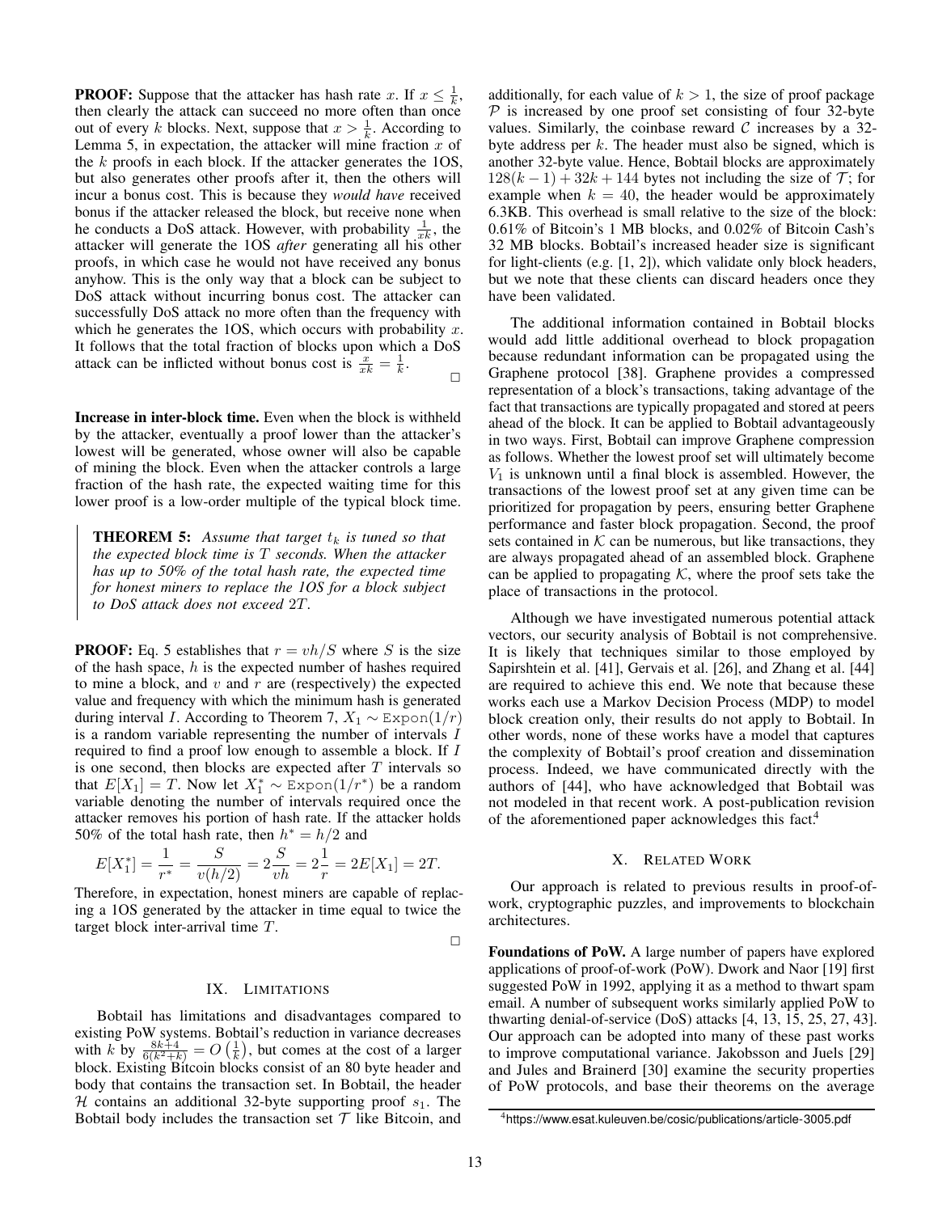**PROOF:** Suppose that the attacker has hash rate $x$. If $x \leq \frac{1}{k}$, then clearly the attack can succeed no more often than once out of every $k$ blocks. Next, suppose that $x > \frac{1}{k}$. According to Lemma 5, in expectation, the attacker will mine fraction $x$ of the $k$ proofs in each block. If the attacker generates the 1OS, but also generates other proofs after it, then the others will incur a bonus cost. This is because they *would have* received bonus if the attacker released the block, but receive none when he conducts a DoS attack. However, with probability $\frac{1}{xk}$, the attacker will generate the 1OS *after* generating all his other proofs, in which case he would not have received any bonus anyhow. This is the only way that a block can be subject to DoS attack without incurring bonus cost. The attacker can successfully DoS attack no more often than the frequency with which he generates the 1OS, which occurs with probability $x$. It follows that the total fraction of blocks upon which a DoS attack can be inflicted without bonus cost is $\frac{x}{xk} = \frac{1}{k}$. □

**Increase in inter-block time.** Even when the block is withheld by the attacker, eventually a proof lower than the attacker's lowest will be generated, whose owner will also be capable of mining the block. Even when the attacker controls a large fraction of the hash rate, the expected waiting time for this lower proof is a low-order multiple of the typical block time.

> **THEOREM 5:** *Assume that target $t_k$ is tuned so that the expected block time is $T$ seconds. When the attacker has up to 50% of the total hash rate, the expected time for honest miners to replace the 1OS for a block subject to DoS attack does not exceed $2T$.*

**PROOF:** Eq. 5 establishes that $r = vh/S$ where $S$ is the size of the hash space, $h$ is the expected number of hashes required to mine a block, and $v$ and $r$ are (respectively) the expected value and frequency with which the minimum hash is generated during interval $I$. According to Theorem 7, $X_1 \sim \texttt{Expon}(1/r)$ is a random variable representing the number of intervals $I$ required to find a proof low enough to assemble a block. If $I$ is one second, then blocks are expected after $T$ intervals so that $E[X_1] = T$. Now let $X_1^* \sim \texttt{Expon}(1/r^*)$ be a random variable denoting the number of intervals required once the attacker removes his portion of hash rate. If the attacker holds 50% of the total hash rate, then $h^* = h/2$ and

$$E[X_1^*] = \frac{1}{r^*} = \frac{S}{v(h/2)} = 2\frac{S}{vh} = 2\frac{1}{r} = 2E[X_1] = 2T.$$

Therefore, in expectation, honest miners are capable of replacing a 1OS generated by the attacker in time equal to twice the target block inter-arrival time $T$. □

## IX. Limitations

Bobtail has limitations and disadvantages compared to existing PoW systems. Bobtail's reduction in variance decreases with $k$ by $\frac{8k+4}{6(k^2+k)} = O\left(\frac{1}{k}\right)$, but comes at the cost of a larger block. Existing Bitcoin blocks consist of an 80 byte header and body that contains the transaction set. In Bobtail, the header $\mathcal{H}$ contains an additional 32-byte supporting proof $s_1$. The Bobtail body includes the transaction set $\mathcal{T}$ like Bitcoin, and additionally, for each value of $k > 1$, the size of proof package $\mathcal{P}$ is increased by one proof set consisting of four 32-byte values. Similarly, the coinbase reward $\mathcal{C}$ increases by a 32-byte address per $k$. The header must also be signed, which is another 32-byte value. Hence, Bobtail blocks are approximately $128(k-1) + 32k + 144$ bytes not including the size of $\mathcal{T}$; for example when $k = 40$, the header would be approximately 6.3KB. This overhead is small relative to the size of the block: 0.61% of Bitcoin's 1 MB blocks, and 0.02% of Bitcoin Cash's 32 MB blocks. Bobtail's increased header size is significant for light-clients (e.g. [1, 2]), which validate only block headers, but we note that these clients can discard headers once they have been validated.

The additional information contained in Bobtail blocks would add little additional overhead to block propagation because redundant information can be propagated using the Graphene protocol [38]. Graphene provides a compressed representation of a block's transactions, taking advantage of the fact that transactions are typically propagated and stored at peers ahead of the block. It can be applied to Bobtail advantageously in two ways. First, Bobtail can improve Graphene compression as follows. Whether the lowest proof set will ultimately become $V_1$ is unknown until a final block is assembled. However, the transactions of the lowest proof set at any given time can be prioritized for propagation by peers, ensuring better Graphene performance and faster block propagation. Second, the proof sets contained in $\mathcal{K}$ can be numerous, but like transactions, they are always propagated ahead of an assembled block. Graphene can be applied to propagating $\mathcal{K}$, where the proof sets take the place of transactions in the protocol.

Although we have investigated numerous potential attack vectors, our security analysis of Bobtail is not comprehensive. It is likely that techniques similar to those employed by Sapirshtein et al. [41], Gervais et al. [26], and Zhang et al. [44] are required to achieve this end. We note that because these works each use a Markov Decision Process (MDP) to model block creation only, their results do not apply to Bobtail. In other words, none of these works have a model that captures the complexity of Bobtail's proof creation and dissemination process. Indeed, we have communicated directly with the authors of [44], who have acknowledged that Bobtail was not modeled in that recent work. A post-publication revision of the aforementioned paper acknowledges this fact.[4]

## X. Related Work

Our approach is related to previous results in proof-of-work, cryptographic puzzles, and improvements to blockchain architectures.

**Foundations of PoW.** A large number of papers have explored applications of proof-of-work (PoW). Dwork and Naor [19] first suggested PoW in 1992, applying it as a method to thwart spam email. A number of subsequent works similarly applied PoW to thwarting denial-of-service (DoS) attacks [4, 13, 15, 25, 27, 43]. Our approach can be adopted into many of these past works to improve computational variance. Jakobsson and Juels [29] and Jules and Brainerd [30] examine the security properties of PoW protocols, and base their theorems on the average

[4] https://www.esat.kuleuven.be/cosic/publications/article-3005.pdf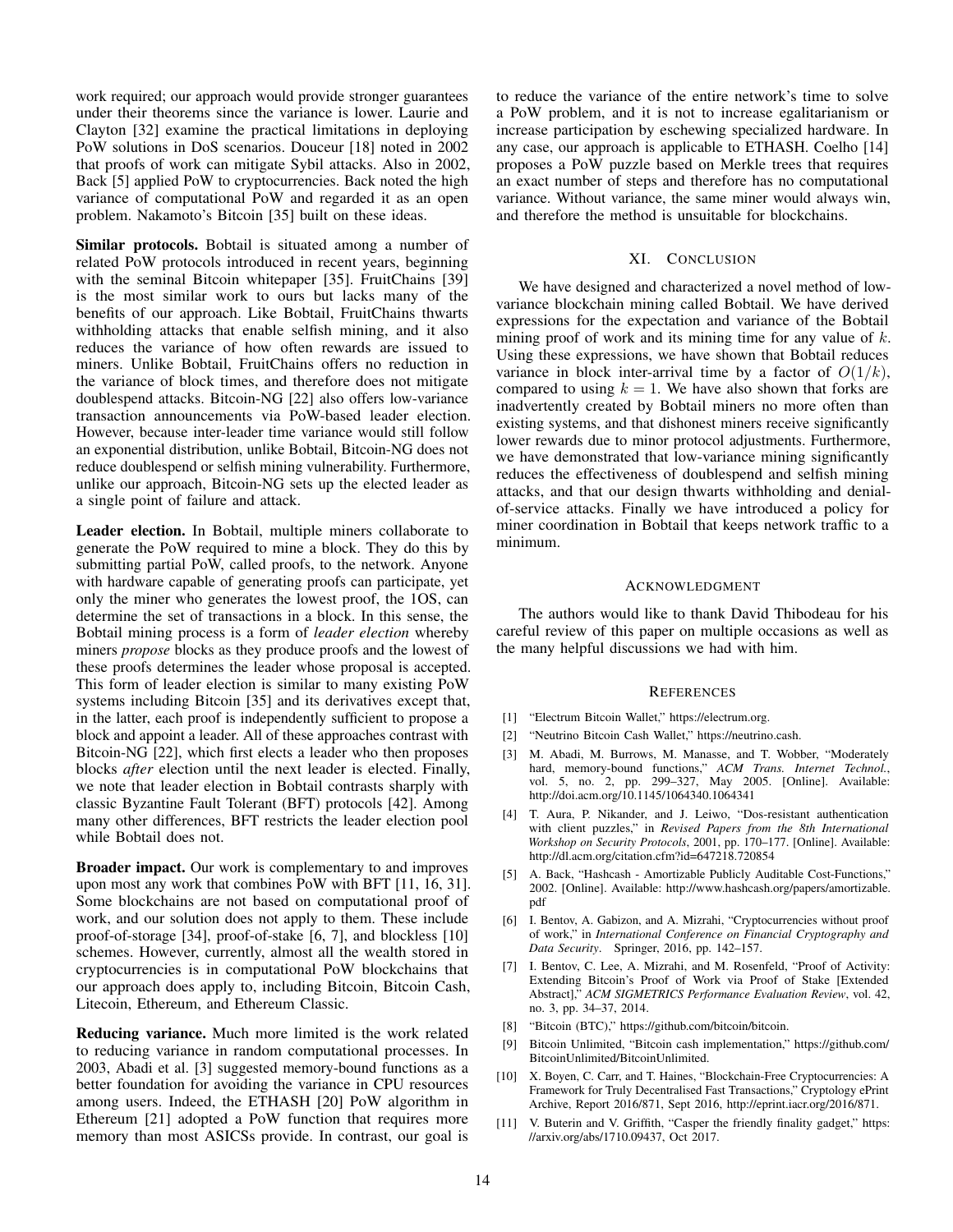work required; our approach would provide stronger guarantees under their theorems since the variance is lower. Laurie and Clayton [32] examine the practical limitations in deploying PoW solutions in DoS scenarios. Douceur [18] noted in 2002 that proofs of work can mitigate Sybil attacks. Also in 2002, Back [5] applied PoW to cryptocurrencies. Back noted the high variance of computational PoW and regarded it as an open problem. Nakamoto's Bitcoin [35] built on these ideas.

**Similar protocols.** Bobtail is situated among a number of related PoW protocols introduced in recent years, beginning with the seminal Bitcoin whitepaper [35]. FruitChains [39] is the most similar work to ours but lacks many of the benefits of our approach. Like Bobtail, FruitChains thwarts withholding attacks that enable selfish mining, and it also reduces the variance of how often rewards are issued to miners. Unlike Bobtail, FruitChains offers no reduction in the variance of block times, and therefore does not mitigate doublespend attacks. Bitcoin-NG [22] also offers low-variance transaction announcements via PoW-based leader election. However, because inter-leader time variance would still follow an exponential distribution, unlike Bobtail, Bitcoin-NG does not reduce doublespend or selfish mining vulnerability. Furthermore, unlike our approach, Bitcoin-NG sets up the elected leader as a single point of failure and attack.

**Leader election.** In Bobtail, multiple miners collaborate to generate the PoW required to mine a block. They do this by submitting partial PoW, called proofs, to the network. Anyone with hardware capable of generating proofs can participate, yet only the miner who generates the lowest proof, the 1OS, can determine the set of transactions in a block. In this sense, the Bobtail mining process is a form of *leader election* whereby miners *propose* blocks as they produce proofs and the lowest of these proofs determines the leader whose proposal is accepted. This form of leader election is similar to many existing PoW systems including Bitcoin [35] and its derivatives except that, in the latter, each proof is independently sufficient to propose a block and appoint a leader. All of these approaches contrast with Bitcoin-NG [22], which first elects a leader who then proposes blocks *after* election until the next leader is elected. Finally, we note that leader election in Bobtail contrasts sharply with classic Byzantine Fault Tolerant (BFT) protocols [42]. Among many other differences, BFT restricts the leader election pool while Bobtail does not.

**Broader impact.** Our work is complementary to and improves upon most any work that combines PoW with BFT [11, 16, 31]. Some blockchains are not based on computational proof of work, and our solution does not apply to them. These include proof-of-storage [34], proof-of-stake [6, 7], and blockless [10] schemes. However, currently, almost all the wealth stored in cryptocurrencies is in computational PoW blockchains that our approach does apply to, including Bitcoin, Bitcoin Cash, Litecoin, Ethereum, and Ethereum Classic.

**Reducing variance.** Much more limited is the work related to reducing variance in random computational processes. In 2003, Abadi et al. [3] suggested memory-bound functions as a better foundation for avoiding the variance in CPU resources among users. Indeed, the ETHASH [20] PoW algorithm in Ethereum [21] adopted a PoW function that requires more memory than most ASICSs provide. In contrast, our goal is to reduce the variance of the entire network's time to solve a PoW problem, and it is not to increase egalitarianism or increase participation by eschewing specialized hardware. In any case, our approach is applicable to ETHASH. Coelho [14] proposes a PoW puzzle based on Merkle trees that requires an exact number of steps and therefore has no computational variance. Without variance, the same miner would always win, and therefore the method is unsuitable for blockchains.

## XI. Conclusion

We have designed and characterized a novel method of low-variance blockchain mining called Bobtail. We have derived expressions for the expectation and variance of the Bobtail mining proof of work and its mining time for any value of $k$. Using these expressions, we have shown that Bobtail reduces variance in block inter-arrival time by a factor of $O(1/k)$, compared to using $k = 1$. We have also shown that forks are inadvertently created by Bobtail miners no more often than existing systems, and that dishonest miners receive significantly lower rewards due to minor protocol adjustments. Furthermore, we have demonstrated that low-variance mining significantly reduces the effectiveness of doublespend and selfish mining attacks, and that our design thwarts withholding and denial-of-service attacks. Finally we have introduced a policy for miner coordination in Bobtail that keeps network traffic to a minimum.

## Acknowledgment

The authors would like to thank David Thibodeau for his careful review of this paper on multiple occasions as well as the many helpful discussions we had with him.

## References

[1] "Electrum Bitcoin Wallet," https://electrum.org.

[2] "Neutrino Bitcoin Cash Wallet," https://neutrino.cash.

[3] M. Abadi, M. Burrows, M. Manasse, and T. Wobber, "Moderately hard, memory-bound functions," *ACM Trans. Internet Technol.*, vol. 5, no. 2, pp. 299–327, May 2005. [Online]. Available: http://doi.acm.org/10.1145/1064340.1064341

[4] T. Aura, P. Nikander, and J. Leiwo, "Dos-resistant authentication with client puzzles," in *Revised Papers from the 8th International Workshop on Security Protocols*, 2001, pp. 170–177. [Online]. Available: http://dl.acm.org/citation.cfm?id=647218.720854

[5] A. Back, "Hashcash - Amortizable Publicly Auditable Cost-Functions," 2002. [Online]. Available: http://www.hashcash.org/papers/amortizable.pdf

[6] I. Bentov, A. Gabizon, and A. Mizrahi, "Cryptocurrencies without proof of work," in *International Conference on Financial Cryptography and Data Security*. Springer, 2016, pp. 142–157.

[7] I. Bentov, C. Lee, A. Mizrahi, and M. Rosenfeld, "Proof of Activity: Extending Bitcoin's Proof of Work via Proof of Stake [Extended Abstract]," *ACM SIGMETRICS Performance Evaluation Review*, vol. 42, no. 3, pp. 34–37, 2014.

[8] "Bitcoin (BTC)," https://github.com/bitcoin/bitcoin.

[9] Bitcoin Unlimited, "Bitcoin cash implementation," https://github.com/BitcoinUnlimited/BitcoinUnlimited.

[10] X. Boyen, C. Carr, and T. Haines, "Blockchain-Free Cryptocurrencies: A Framework for Truly Decentralised Fast Transactions," Cryptology ePrint Archive, Report 2016/871, Sept 2016, http://eprint.iacr.org/2016/871.

[11] V. Buterin and V. Griffith, "Casper the friendly finality gadget," https://arxiv.org/abs/1710.09437, Oct 2017.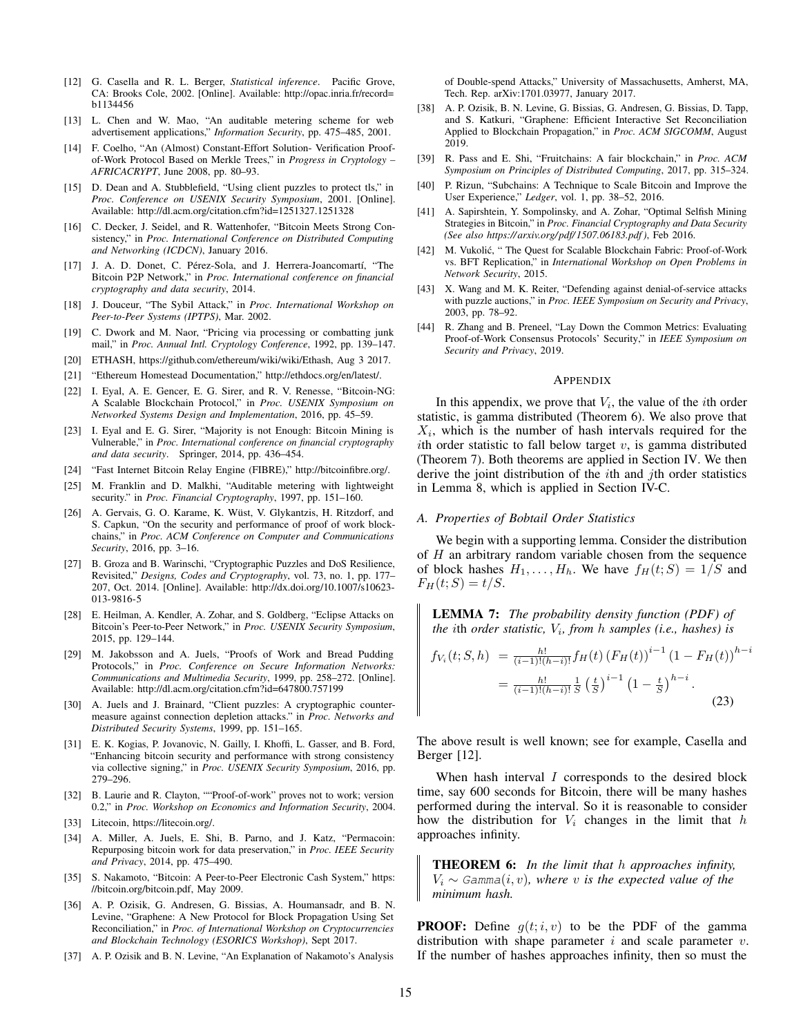[12] G. Casella and R. L. Berger, *Statistical inference*. Pacific Grove, CA: Brooks Cole, 2002. [Online]. Available: http://opac.inria.fr/record=b1134456

[13] L. Chen and W. Mao, "An auditable metering scheme for web advertisement applications," *Information Security*, pp. 475–485, 2001.

[14] F. Coelho, "An (Almost) Constant-Effort Solution- Verification Proof-of-Work Protocol Based on Merkle Trees," in *Progress in Cryptology – AFRICACRYPT*, June 2008, pp. 80–93.

[15] D. Dean and A. Stubblefield, "Using client puzzles to protect tls," in *Proc. Conference on USENIX Security Symposium*, 2001. [Online]. Available: http://dl.acm.org/citation.cfm?id=1251327.1251328

[16] C. Decker, J. Seidel, and R. Wattenhofer, "Bitcoin Meets Strong Consistency," in *Proc. International Conference on Distributed Computing and Networking (ICDCN)*, January 2016.

[17] J. A. D. Donet, C. Pérez-Sola, and J. Herrera-Joancomartí, "The Bitcoin P2P Network," in *Proc. International conference on financial cryptography and data security*, 2014.

[18] J. Douceur, "The Sybil Attack," in *Proc. International Workshop on Peer-to-Peer Systems (IPTPS)*, Mar. 2002.

[19] C. Dwork and M. Naor, "Pricing via processing or combatting junk mail," in *Proc. Annual Intl. Cryptology Conference*, 1992, pp. 139–147.

[20] ETHASH, https://github.com/ethereum/wiki/wiki/Ethash, Aug 3 2017.

[21] "Ethereum Homestead Documentation," http://ethdocs.org/en/latest/.

[22] I. Eyal, A. E. Gencer, E. G. Sirer, and R. V. Renesse, "Bitcoin-NG: A Scalable Blockchain Protocol," in *Proc. USENIX Symposium on Networked Systems Design and Implementation*, 2016, pp. 45–59.

[23] I. Eyal and E. G. Sirer, "Majority is not Enough: Bitcoin Mining is Vulnerable," in *Proc. International conference on financial cryptography and data security*. Springer, 2014, pp. 436–454.

[24] "Fast Internet Bitcoin Relay Engine (FIBRE)," http://bitcoinfibre.org/.

[25] M. Franklin and D. Malkhi, "Auditable metering with lightweight security." in *Proc. Financial Cryptography*, 1997, pp. 151–160.

[26] A. Gervais, G. O. Karame, K. Wüst, V. Glykantzis, H. Ritzdorf, and S. Capkun, "On the security and performance of proof of work blockchains," in *Proc. ACM Conference on Computer and Communications Security*, 2016, pp. 3–16.

[27] B. Groza and B. Warinschi, "Cryptographic Puzzles and DoS Resilience, Revisited," *Designs, Codes and Cryptography*, vol. 73, no. 1, pp. 177–207, Oct. 2014. [Online]. Available: http://dx.doi.org/10.1007/s10623-013-9816-5

[28] E. Heilman, A. Kendler, A. Zohar, and S. Goldberg, "Eclipse Attacks on Bitcoin's Peer-to-Peer Network," in *Proc. USENIX Security Symposium*, 2015, pp. 129–144.

[29] M. Jakobsson and A. Juels, "Proofs of Work and Bread Pudding Protocols," in *Proc. Conference on Secure Information Networks: Communications and Multimedia Security*, 1999, pp. 258–272. [Online]. Available: http://dl.acm.org/citation.cfm?id=647800.757199

[30] A. Juels and J. Brainard, "Client puzzles: A cryptographic countermeasure against connection depletion attacks." in *Proc. Networks and Distributed Security Systems*, 1999, pp. 151–165.

[31] E. K. Kogias, P. Jovanovic, N. Gailly, I. Khoffi, L. Gasser, and B. Ford, "Enhancing bitcoin security and performance with strong consistency via collective signing," in *Proc. USENIX Security Symposium*, 2016, pp. 279–296.

[32] B. Laurie and R. Clayton, ""Proof-of-work" proves not to work; version 0.2," in *Proc. Workshop on Economics and Information Security*, 2004.

[33] Litecoin, https://litecoin.org/.

[34] A. Miller, A. Juels, E. Shi, B. Parno, and J. Katz, "Permacoin: Repurposing bitcoin work for data preservation," in *Proc. IEEE Security and Privacy*, 2014, pp. 475–490.

[35] S. Nakamoto, "Bitcoin: A Peer-to-Peer Electronic Cash System," https://bitcoin.org/bitcoin.pdf, May 2009.

[36] A. P. Ozisik, G. Andresen, G. Bissias, A. Houmansadr, and B. N. Levine, "Graphene: A New Protocol for Block Propagation Using Set Reconciliation," in *Proc. of International Workshop on Cryptocurrencies and Blockchain Technology (ESORICS Workshop)*, Sept 2017.

[37] A. P. Ozisik and B. N. Levine, "An Explanation of Nakamoto's Analysis of Double-spend Attacks," University of Massachusetts, Amherst, MA, Tech. Rep. arXiv:1701.03977, January 2017.

[38] A. P. Ozisik, B. N. Levine, G. Bissias, G. Andresen, G. Bissias, D. Tapp, and S. Katkuri, "Graphene: Efficient Interactive Set Reconciliation Applied to Blockchain Propagation," in *Proc. ACM SIGCOMM*, August 2019.

[39] R. Pass and E. Shi, "Fruitchains: A fair blockchain," in *Proc. ACM Symposium on Principles of Distributed Computing*, 2017, pp. 315–324.

[40] P. Rizun, "Subchains: A Technique to Scale Bitcoin and Improve the User Experience," *Ledger*, vol. 1, pp. 38–52, 2016.

[41] A. Sapirshtein, Y. Sompolinsky, and A. Zohar, "Optimal Selfish Mining Strategies in Bitcoin," in *Proc. Financial Cryptography and Data Security (See also https://arxiv.org/pdf/1507.06183.pdf)*, Feb 2016.

[42] M. Vukolić, " The Quest for Scalable Blockchain Fabric: Proof-of-Work vs. BFT Replication," in *International Workshop on Open Problems in Network Security*, 2015.

[43] X. Wang and M. K. Reiter, "Defending against denial-of-service attacks with puzzle auctions," in *Proc. IEEE Symposium on Security and Privacy*, 2003, pp. 78–92.

[44] R. Zhang and B. Preneel, "Lay Down the Common Metrics: Evaluating Proof-of-Work Consensus Protocols' Security," in *IEEE Symposium on Security and Privacy*, 2019.

## APPENDIX

In this appendix, we prove that $V_i$, the value of the $i$th order statistic, is gamma distributed (Theorem 6). We also prove that $X_i$, which is the number of hash intervals required for the $i$th order statistic to fall below target $v$, is gamma distributed (Theorem 7). Both theorems are applied in Section IV. We then derive the joint distribution of the $i$th and $j$th order statistics in Lemma 8, which is applied in Section IV-C.

### A. Properties of Bobtail Order Statistics

We begin with a supporting lemma. Consider the distribution of $H$ an arbitrary random variable chosen from the sequence of block hashes $H_1, \ldots, H_h$. We have $f_H(t;S) = 1/S$ and $F_H(t;S) = t/S$.

> **LEMMA 7:** *The probability density function (PDF) of the $i$th order statistic, $V_i$, from $h$ samples (i.e., hashes) is*
>
> $$\begin{aligned} f_{V_i}(t;S,h) &= \tfrac{h!}{(i-1)!(h-i)!} f_H(t) \left(F_H(t)\right)^{i-1} \left(1 - F_H(t)\right)^{h-i} \\ &= \tfrac{h!}{(i-1)!(h-i)!} \tfrac{1}{S} \left(\tfrac{t}{S}\right)^{i-1} \left(1 - \tfrac{t}{S}\right)^{h-i}. \end{aligned} \tag{23}$$

The above result is well known; see for example, Casella and Berger [12].

When hash interval $I$ corresponds to the desired block time, say 600 seconds for Bitcoin, there will be many hashes performed during the interval. So it is reasonable to consider how the distribution for $V_i$ changes in the limit that $h$ approaches infinity.

> **THEOREM 6:** *In the limit that $h$ approaches infinity, $V_i \sim$ `Gamma`$(i, v)$, where $v$ is the expected value of the minimum hash.*

**PROOF:** Define $g(t; i, v)$ to be the PDF of the gamma distribution with shape parameter $i$ and scale parameter $v$. If the number of hashes approaches infinity, then so must the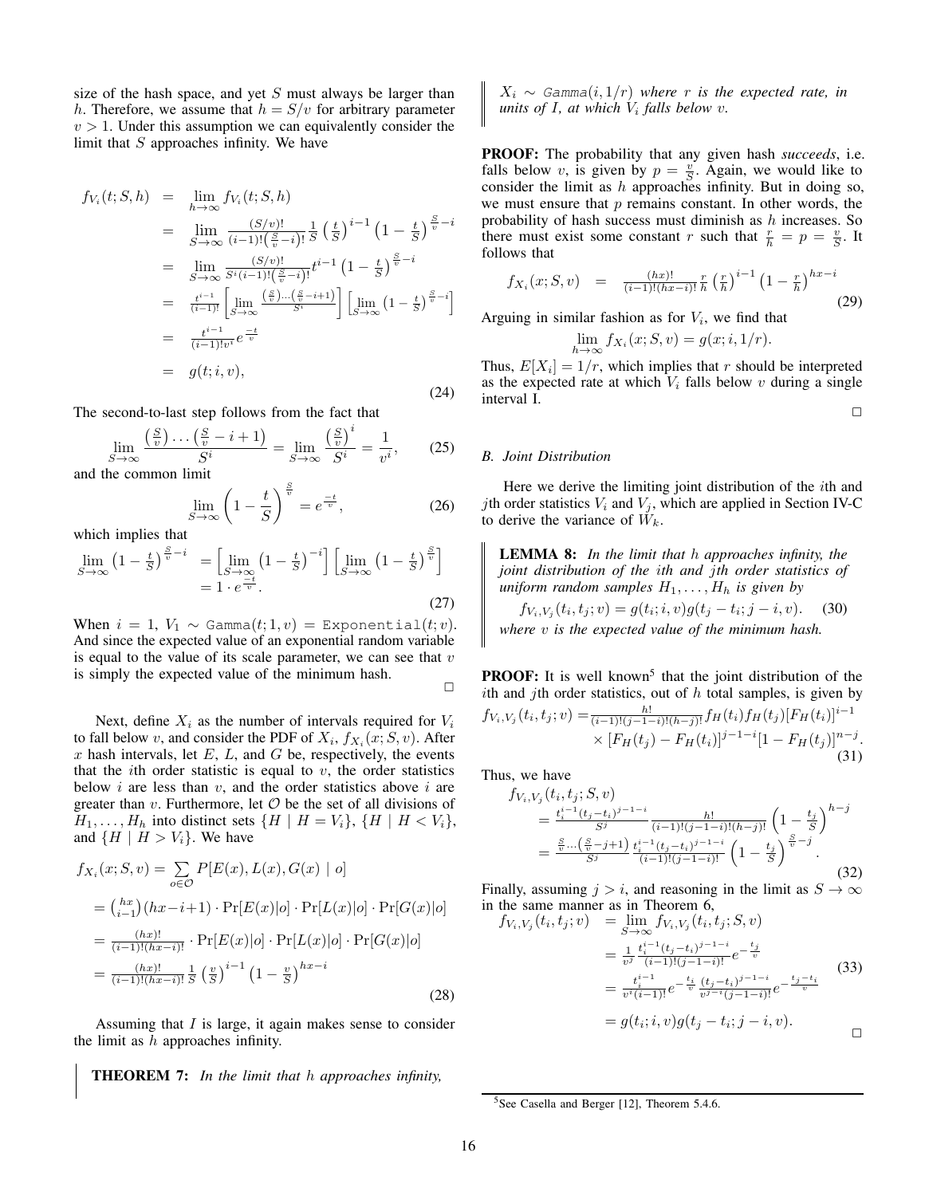size of the hash space, and yet $S$ must always be larger than $h$. Therefore, we assume that $h = S/v$ for arbitrary parameter $v > 1$. Under this assumption we can equivalently consider the limit that $S$ approaches infinity. We have

$$
\begin{aligned}
f_{V_i}(t; S, h) &= \lim_{h\to\infty} f_{V_i}(t; S, h) \\
&= \lim_{S\to\infty} \frac{(S/v)!}{(i-1)!\left(\frac{S}{v}-i\right)!} \frac{1}{S} \left(\frac{t}{S}\right)^{i-1} \left(1 - \frac{t}{S}\right)^{\frac{S}{v}-i} \\
&= \lim_{S\to\infty} \frac{(S/v)!}{S^i (i-1)!\left(\frac{S}{v}-i\right)!} t^{i-1} \left(1 - \frac{t}{S}\right)^{\frac{S}{v}-i} \\
&= \frac{t^{i-1}}{(i-1)!} \left[\lim_{S\to\infty} \frac{\left(\frac{S}{v}\right)\ldots\left(\frac{S}{v}-i+1\right)}{S^i}\right] \left[\lim_{S\to\infty} \left(1 - \frac{t}{S}\right)^{\frac{S}{v}-i}\right] \\
&= \frac{t^{i-1}}{(i-1)! v^i} e^{\frac{-t}{v}} \\
&= g(t; i, v),
\end{aligned}
\tag{24}
$$

The second-to-last step follows from the fact that

$$
\lim_{S\to\infty} \frac{\left(\frac{S}{v}\right)\ldots\left(\frac{S}{v}-i+1\right)}{S^i} = \lim_{S\to\infty} \frac{\left(\frac{S}{v}\right)^i}{S^i} = \frac{1}{v^i}, \tag{25}
$$

and the common limit

$$
\lim_{S\to\infty} \left(1 - \frac{t}{S}\right)^{\frac{S}{v}} = e^{\frac{-t}{v}}, \tag{26}
$$

which implies that

$$
\begin{aligned}
\lim_{S\to\infty} \left(1 - \frac{t}{S}\right)^{\frac{S}{v}-i} &= \left[\lim_{S\to\infty} \left(1 - \frac{t}{S}\right)^{-i}\right] \left[\lim_{S\to\infty} \left(1 - \frac{t}{S}\right)^{\frac{S}{v}}\right] \\
&= 1 \cdot e^{\frac{-t}{v}}.
\end{aligned}
\tag{27}
$$

When $i = 1$, $V_1 \sim \texttt{Gamma}(t; 1, v) = \texttt{Exponential}(t; v)$. And since the expected value of an exponential random variable is equal to the value of its scale parameter, we can see that $v$ is simply the expected value of the minimum hash.

□

Next, define $X_i$ as the number of intervals required for $V_i$ to fall below $v$, and consider the PDF of $X_i$, $f_{X_i}(x; S, v)$. After $x$ hash intervals, let $E$, $L$, and $G$ be, respectively, the events that the $i$th order statistic is equal to $v$, the order statistics below $i$ are less than $v$, and the order statistics above $i$ are greater than $v$. Furthermore, let $\mathcal{O}$ be the set of all divisions of $H_1, \ldots, H_h$ into distinct sets $\{H \mid H = V_i\}$, $\{H \mid H < V_i\}$, and $\{H \mid H > V_i\}$. We have

$$
\begin{aligned}
f_{X_i}(x; S, v) &= \sum_{o\in\mathcal{O}} P[E(x), L(x), G(x) \mid o] \\
&= \binom{hx}{i-1}(hx-i+1) \cdot \Pr[E(x)|o] \cdot \Pr[L(x)|o] \cdot \Pr[G(x)|o] \\
&= \frac{(hx)!}{(i-1)!(hx-i)!} \cdot \Pr[E(x)|o] \cdot \Pr[L(x)|o] \cdot \Pr[G(x)|o] \\
&= \frac{(hx)!}{(i-1)!(hx-i)!} \frac{1}{S} \left(\frac{v}{S}\right)^{i-1} \left(1 - \frac{v}{S}\right)^{hx-i}
\end{aligned}
\tag{28}
$$

Assuming that $I$ is large, it again makes sense to consider the limit as $h$ approaches infinity.

**THEOREM 7:** *In the limit that $h$ approaches infinity, $X_i \sim \texttt{Gamma}(i, 1/r)$ where $r$ is the expected rate, in units of $I$, at which $V_i$ falls below $v$.*

**PROOF:** The probability that any given hash *succeeds*, i.e. falls below $v$, is given by $p = \frac{v}{S}$. Again, we would like to consider the limit as $h$ approaches infinity. But in doing so, we must ensure that $p$ remains constant. In other words, the probability of hash success must diminish as $h$ increases. So there must exist some constant $r$ such that $\frac{r}{h} = p = \frac{v}{S}$. It follows that

$$
f_{X_i}(x; S, v) = \frac{(hx)!}{(i-1)!(hx-i)!} \frac{r}{h} \left(\frac{r}{h}\right)^{i-1} \left(1 - \frac{r}{h}\right)^{hx-i} \tag{29}
$$

Arguing in similar fashion as for $V_i$, we find that

$$
\lim_{h\to\infty} f_{X_i}(x; S, v) = g(x; i, 1/r).
$$

Thus, $E[X_i] = 1/r$, which implies that $r$ should be interpreted as the expected rate at which $V_i$ falls below $v$ during a single interval I.

□

### B. Joint Distribution

Here we derive the limiting joint distribution of the $i$th and $j$th order statistics $V_i$ and $V_j$, which are applied in Section IV-C to derive the variance of $W_k$.

**LEMMA 8:** *In the limit that $h$ approaches infinity, the joint distribution of the $i$th and $j$th order statistics of uniform random samples $H_1, \ldots, H_h$ is given by*

$$
f_{V_i,V_j}(t_i, t_j; v) = g(t_i; i, v) g(t_j - t_i; j - i, v). \tag{30}
$$

*where $v$ is the expected value of the minimum hash.*

**PROOF:** It is well known[5] that the joint distribution of the $i$th and $j$th order statistics, out of $h$ total samples, is given by

$$
\begin{aligned}
f_{V_i,V_j}(t_i, t_j; v) =& \frac{h!}{(i-1)!(j-1-i)!(h-j)!} f_H(t_i) f_H(t_j) [F_H(t_i)]^{i-1} \\
&\times [F_H(t_j) - F_H(t_i)]^{j-1-i} [1 - F_H(t_j)]^{n-j}.
\end{aligned}
\tag{31}
$$

Thus, we have

$$
\begin{aligned}
f_{V_i,V_j}&(t_i, t_j; S, v) \\
&= \frac{t_i^{i-1}(t_j - t_i)^{j-1-i}}{S^j} \frac{h!}{(i-1)!(j-1-i)!(h-j)!} \left(1 - \frac{t_j}{S}\right)^{h-j} \\
&= \frac{\frac{S}{v}\cdots\left(\frac{S}{v}-j+1\right)}{S^j} \frac{t_i^{i-1}(t_j - t_i)^{j-1-i}}{(i-1)!(j-1-i)!} \left(1 - \frac{t_j}{S}\right)^{\frac{S}{v}-j}.
\end{aligned}
\tag{32}
$$

Finally, assuming $j > i$, and reasoning in the limit as $S \to \infty$ in the same manner as in Theorem 6,

$$
\begin{aligned}
f_{V_i,V_j}(t_i, t_j; v) &= \lim_{S\to\infty} f_{V_i,V_j}(t_i, t_j; S, v) \\
&= \frac{1}{v^j} \frac{t_i^{i-1}(t_j - t_i)^{j-1-i}}{(i-1)!(j-1-i)!} e^{-\frac{t_j}{v}} \\
&= \frac{t_i^{i-1}}{v^i (i-1)!} e^{-\frac{t_i}{v}} \frac{(t_j - t_i)^{j-1-i}}{v^{j-i}(j-1-i)!} e^{-\frac{t_j - t_i}{v}} \\
&= g(t_i; i, v) g(t_j - t_i; j - i, v).
\end{aligned}
\tag{33}
$$

□

[5] See Casella and Berger [12], Theorem 5.4.6.